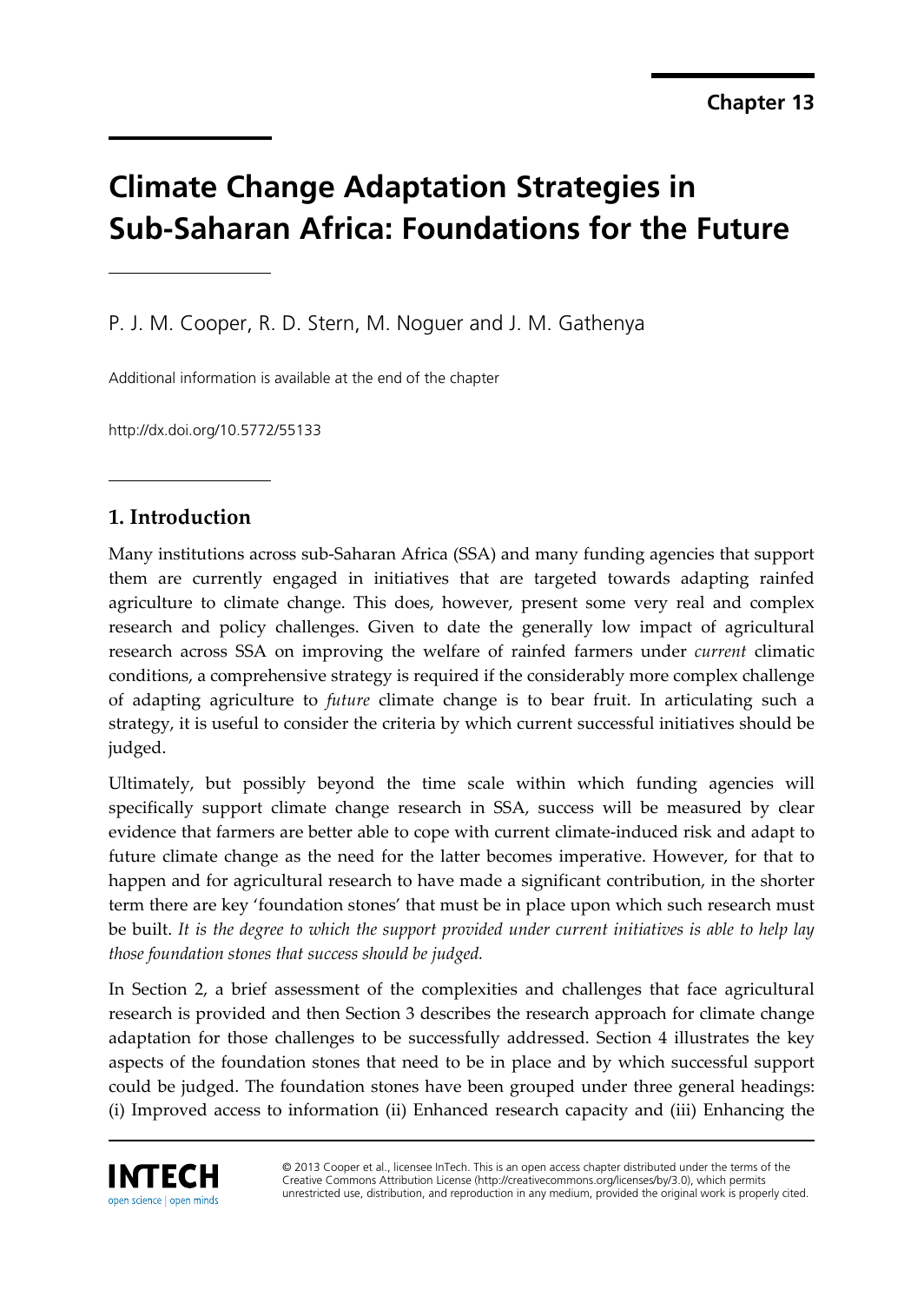Chapter 13

# Climate Change Adaptation Strategies in Sub-Saharan Africa: Foundations for the Future

P. J. M. Cooper, R. D. Stern, M. Noguer and J. M. Gathenya

Additional information is available at the end of the chapter

http://dx.doi.org/10.5772/55133

## 1. Introduction

Many institutions across sub-Saharan Africa (SSA) and many funding agencies that support them are currently engaged in initiatives that are targeted towards adapting rainfed agriculture to climate change. This does, however, present some very real and complex research and policy challenges. Given to date the generally low impact of agricultural research across SSA on improving the welfare of rainfed farmers under *current* climatic conditions, a comprehensive strategy is required if the considerably more complex challenge of adapting agriculture to *future* climate change is to bear fruit. In articulating such a strategy, it is useful to consider the criteria by which current successful initiatives should be judged.

Ultimately, but possibly beyond the time scale within which funding agencies will specifically support climate change research in SSA, success will be measured by clear evidence that farmers are better able to cope with current climate-induced risk and adapt to future climate change as the need for the latter becomes imperative. However, for that to happen and for agricultural research to have made a significant contribution, in the shorter term there are key 'foundation stones' that must be in place upon which such research must be built. *It is the degree to which the support provided under current initiatives is able to help lay those foundation stones that success should be judged.*

In Section 2, a brief assessment of the complexities and challenges that face agricultural research is provided and then Section 3 describes the research approach for climate change adaptation for those challenges to be successfully addressed. Section 4 illustrates the key aspects of the foundation stones that need to be in place and by which successful support could be judged. The foundation stones have been grouped under three general headings: (i) Improved access to information (ii) Enhanced research capacity and (iii) Enhancing the

© 2013 Cooper et al., licensee InTech. This is an open access chapter distributed under the terms of the Creative Commons Attribution License (http://creativecommons.org/licenses/by/3.0), which permits unrestricted use, distribution, and reproduction in any medium, provided the original work is properly cited.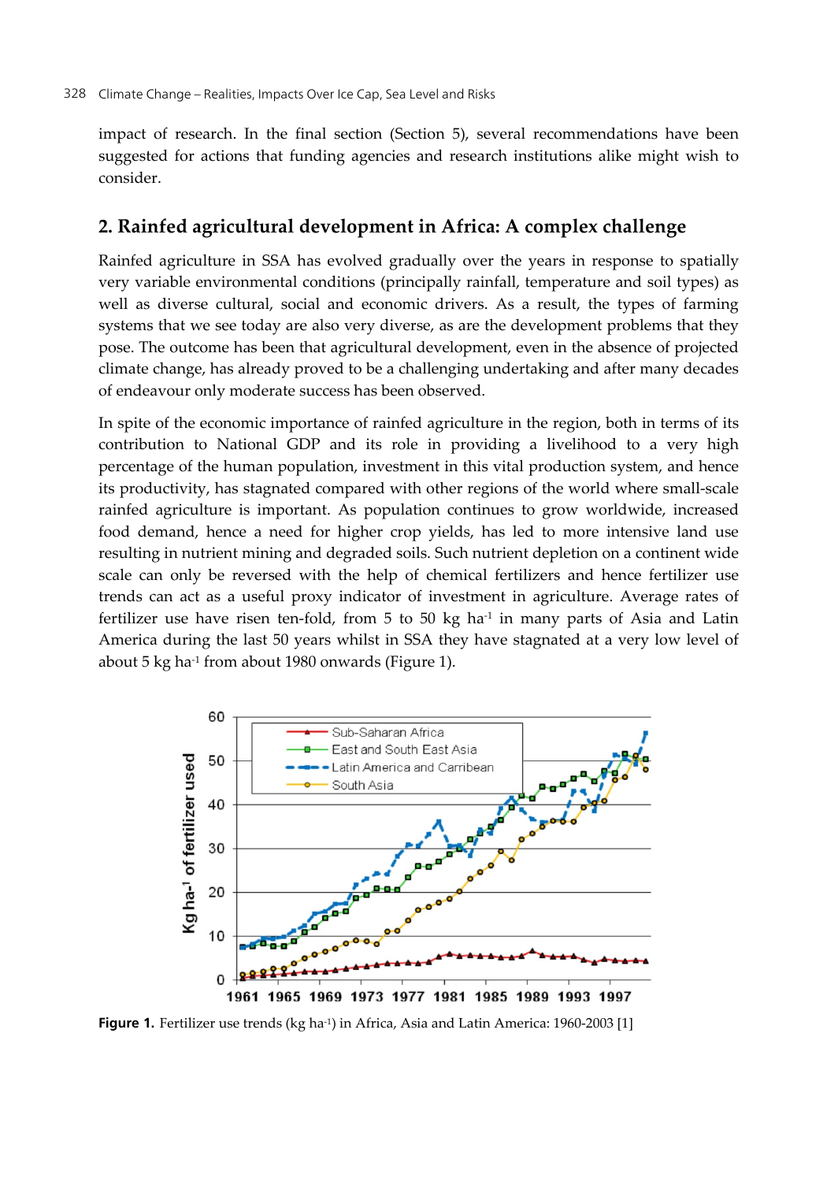impact of research. In the final section (Section 5), several recommendations have been suggested for actions that funding agencies and research institutions alike might wish to consider.

## 2. Rainfed agricultural development in Africa: A complex challenge

Rainfed agriculture in SSA has evolved gradually over the years in response to spatially very variable environmental conditions (principally rainfall, temperature and soil types) as well as diverse cultural, social and economic drivers. As a result, the types of farming systems that we see today are also very diverse, as are the development problems that they pose. The outcome has been that agricultural development, even in the absence of projected climate change, has already proved to be a challenging undertaking and after many decades of endeavour only moderate success has been observed.

In spite of the economic importance of rainfed agriculture in the region, both in terms of its contribution to National GDP and its role in providing a livelihood to a very high percentage of the human population, investment in this vital production system, and hence its productivity, has stagnated compared with other regions of the world where small-scale rainfed agriculture is important. As population continues to grow worldwide, increased food demand, hence a need for higher crop yields, has led to more intensive land use resulting in nutrient mining and degraded soils. Such nutrient depletion on a continent wide scale can only be reversed with the help of chemical fertilizers and hence fertilizer use trends can act as a useful proxy indicator of investment in agriculture. Average rates of fertilizer use have risen ten-fold, from 5 to 50 kg ha$^{-1}$ in many parts of Asia and Latin America during the last 50 years whilst in SSA they have stagnated at a very low level of about 5 kg ha$^{-1}$ from about 1980 onwards (Figure 1).

**Figure 1.** Fertilizer use trends (kg ha$^{-1}$) in Africa, Asia and Latin America: 1960-2003 [1]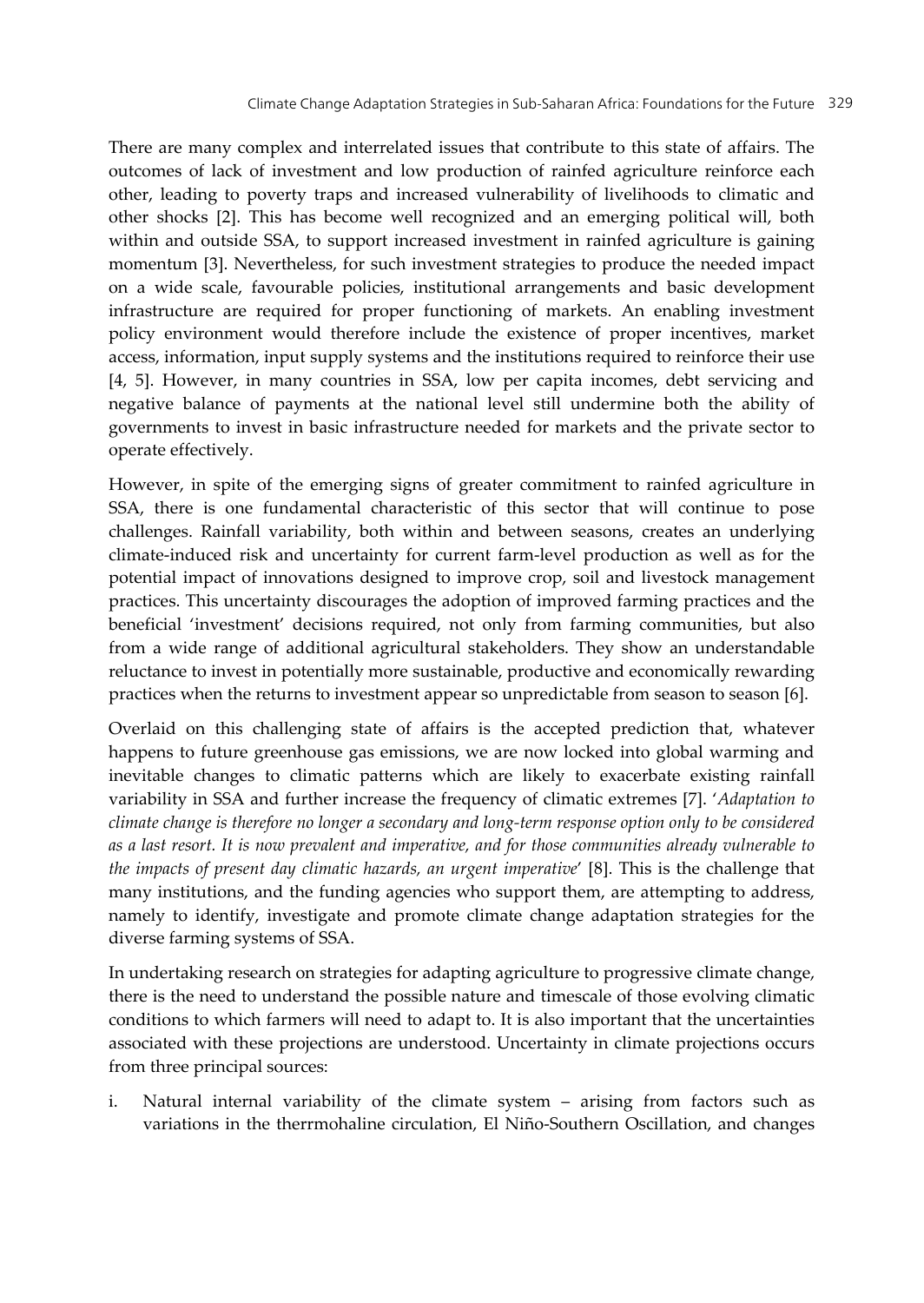There are many complex and interrelated issues that contribute to this state of affairs. The outcomes of lack of investment and low production of rainfed agriculture reinforce each other, leading to poverty traps and increased vulnerability of livelihoods to climatic and other shocks [2]. This has become well recognized and an emerging political will, both within and outside SSA, to support increased investment in rainfed agriculture is gaining momentum [3]. Nevertheless, for such investment strategies to produce the needed impact on a wide scale, favourable policies, institutional arrangements and basic development infrastructure are required for proper functioning of markets. An enabling investment policy environment would therefore include the existence of proper incentives, market access, information, input supply systems and the institutions required to reinforce their use [4, 5]. However, in many countries in SSA, low per capita incomes, debt servicing and negative balance of payments at the national level still undermine both the ability of governments to invest in basic infrastructure needed for markets and the private sector to operate effectively.

However, in spite of the emerging signs of greater commitment to rainfed agriculture in SSA, there is one fundamental characteristic of this sector that will continue to pose challenges. Rainfall variability, both within and between seasons, creates an underlying climate-induced risk and uncertainty for current farm-level production as well as for the potential impact of innovations designed to improve crop, soil and livestock management practices. This uncertainty discourages the adoption of improved farming practices and the beneficial 'investment' decisions required, not only from farming communities, but also from a wide range of additional agricultural stakeholders. They show an understandable reluctance to invest in potentially more sustainable, productive and economically rewarding practices when the returns to investment appear so unpredictable from season to season [6].

Overlaid on this challenging state of affairs is the accepted prediction that, whatever happens to future greenhouse gas emissions, we are now locked into global warming and inevitable changes to climatic patterns which are likely to exacerbate existing rainfall variability in SSA and further increase the frequency of climatic extremes [7]. '*Adaptation to climate change is therefore no longer a secondary and long-term response option only to be considered as a last resort. It is now prevalent and imperative, and for those communities already vulnerable to the impacts of present day climatic hazards, an urgent imperative*' [8]. This is the challenge that many institutions, and the funding agencies who support them, are attempting to address, namely to identify, investigate and promote climate change adaptation strategies for the diverse farming systems of SSA.

In undertaking research on strategies for adapting agriculture to progressive climate change, there is the need to understand the possible nature and timescale of those evolving climatic conditions to which farmers will need to adapt to. It is also important that the uncertainties associated with these projections are understood. Uncertainty in climate projections occurs from three principal sources:

i. Natural internal variability of the climate system – arising from factors such as variations in the therrmohaline circulation, El Niño-Southern Oscillation, and changes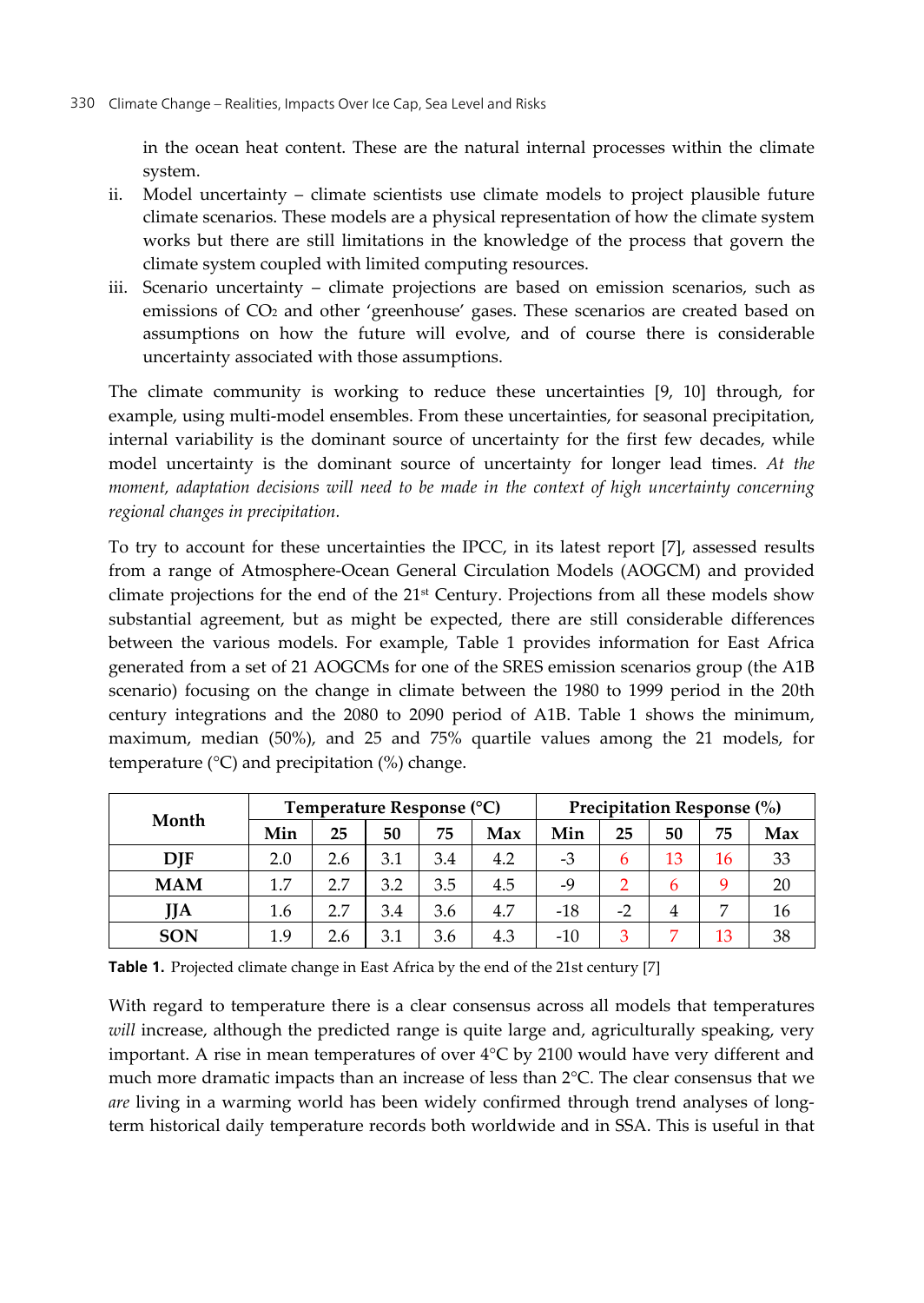in the ocean heat content. These are the natural internal processes within the climate system.

ii. Model uncertainty – climate scientists use climate models to project plausible future climate scenarios. These models are a physical representation of how the climate system works but there are still limitations in the knowledge of the process that govern the climate system coupled with limited computing resources.

iii. Scenario uncertainty – climate projections are based on emission scenarios, such as emissions of $CO_2$ and other 'greenhouse' gases. These scenarios are created based on assumptions on how the future will evolve, and of course there is considerable uncertainty associated with those assumptions.

The climate community is working to reduce these uncertainties [9, 10] through, for example, using multi-model ensembles. From these uncertainties, for seasonal precipitation, internal variability is the dominant source of uncertainty for the first few decades, while model uncertainty is the dominant source of uncertainty for longer lead times. *At the moment, adaptation decisions will need to be made in the context of high uncertainty concerning regional changes in precipitation.*

To try to account for these uncertainties the IPCC, in its latest report [7], assessed results from a range of Atmosphere-Ocean General Circulation Models (AOGCM) and provided climate projections for the end of the 21st Century. Projections from all these models show substantial agreement, but as might be expected, there are still considerable differences between the various models. For example, Table 1 provides information for East Africa generated from a set of 21 AOGCMs for one of the SRES emission scenarios group (the A1B scenario) focusing on the change in climate between the 1980 to 1999 period in the 20th century integrations and the 2080 to 2090 period of A1B. Table 1 shows the minimum, maximum, median (50%), and 25 and 75% quartile values among the 21 models, for temperature (°C) and precipitation (%) change.

| Month | Temperature Response (°C) | | | | | Precipitation Response (%) | | | | |
|---|---|---|---|---|---|---|---|---|---|---|
| | Min | 25 | 50 | 75 | Max | Min | 25 | 50 | 75 | Max |
| DJF | 2.0 | 2.6 | 3.1 | 3.4 | 4.2 | -3 | 6 | 13 | 16 | 33 |
| MAM | 1.7 | 2.7 | 3.2 | 3.5 | 4.5 | -9 | 2 | 6 | 9 | 20 |
| JJA | 1.6 | 2.7 | 3.4 | 3.6 | 4.7 | -18 | -2 | 4 | 7 | 16 |
| SON | 1.9 | 2.6 | 3.1 | 3.6 | 4.3 | -10 | 3 | 7 | 13 | 38 |

**Table 1.** Projected climate change in East Africa by the end of the 21st century [7]

With regard to temperature there is a clear consensus across all models that temperatures *will* increase, although the predicted range is quite large and, agriculturally speaking, very important. A rise in mean temperatures of over 4°C by 2100 would have very different and much more dramatic impacts than an increase of less than 2°C. The clear consensus that we *are* living in a warming world has been widely confirmed through trend analyses of long-term historical daily temperature records both worldwide and in SSA. This is useful in that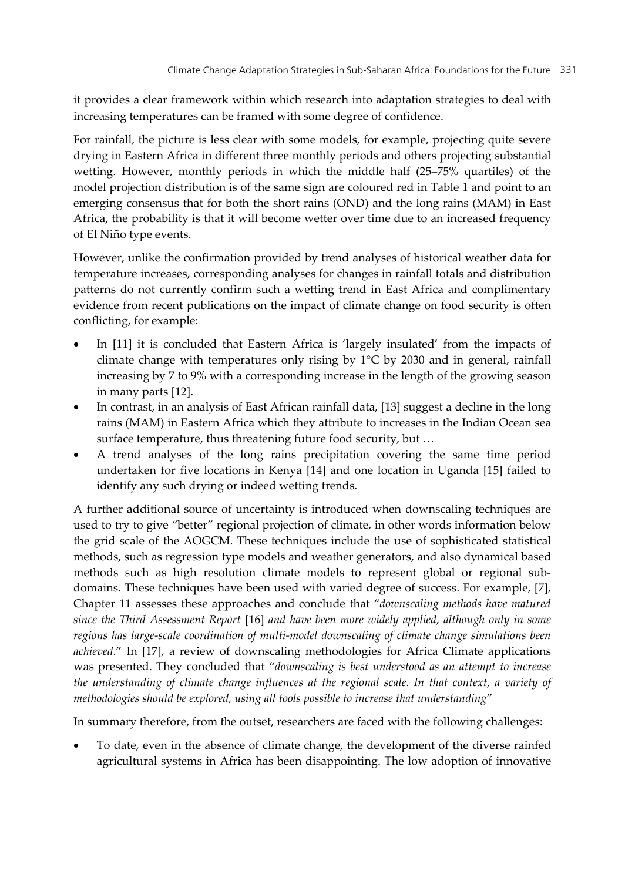it provides a clear framework within which research into adaptation strategies to deal with increasing temperatures can be framed with some degree of confidence.

For rainfall, the picture is less clear with some models, for example, projecting quite severe drying in Eastern Africa in different three monthly periods and others projecting substantial wetting. However, monthly periods in which the middle half (25–75% quartiles) of the model projection distribution is of the same sign are coloured red in Table 1 and point to an emerging consensus that for both the short rains (OND) and the long rains (MAM) in East Africa, the probability is that it will become wetter over time due to an increased frequency of El Niño type events.

However, unlike the confirmation provided by trend analyses of historical weather data for temperature increases, corresponding analyses for changes in rainfall totals and distribution patterns do not currently confirm such a wetting trend in East Africa and complimentary evidence from recent publications on the impact of climate change on food security is often conflicting, for example:

- In [11] it is concluded that Eastern Africa is 'largely insulated' from the impacts of climate change with temperatures only rising by 1°C by 2030 and in general, rainfall increasing by 7 to 9% with a corresponding increase in the length of the growing season in many parts [12].
- In contrast, in an analysis of East African rainfall data, [13] suggest a decline in the long rains (MAM) in Eastern Africa which they attribute to increases in the Indian Ocean sea surface temperature, thus threatening future food security, but …
- A trend analyses of the long rains precipitation covering the same time period undertaken for five locations in Kenya [14] and one location in Uganda [15] failed to identify any such drying or indeed wetting trends.

A further additional source of uncertainty is introduced when downscaling techniques are used to try to give "better" regional projection of climate, in other words information below the grid scale of the AOGCM. These techniques include the use of sophisticated statistical methods, such as regression type models and weather generators, and also dynamical based methods such as high resolution climate models to represent global or regional sub-domains. These techniques have been used with varied degree of success. For example, [7], Chapter 11 assesses these approaches and conclude that "*downscaling methods have matured since the Third Assessment Report* [16] *and have been more widely applied, although only in some regions has large-scale coordination of multi-model downscaling of climate change simulations been achieved*." In [17], a review of downscaling methodologies for Africa Climate applications was presented. They concluded that "*downscaling is best understood as an attempt to increase the understanding of climate change influences at the regional scale. In that context, a variety of methodologies should be explored, using all tools possible to increase that understanding*"

In summary therefore, from the outset, researchers are faced with the following challenges:

- To date, even in the absence of climate change, the development of the diverse rainfed agricultural systems in Africa has been disappointing. The low adoption of innovative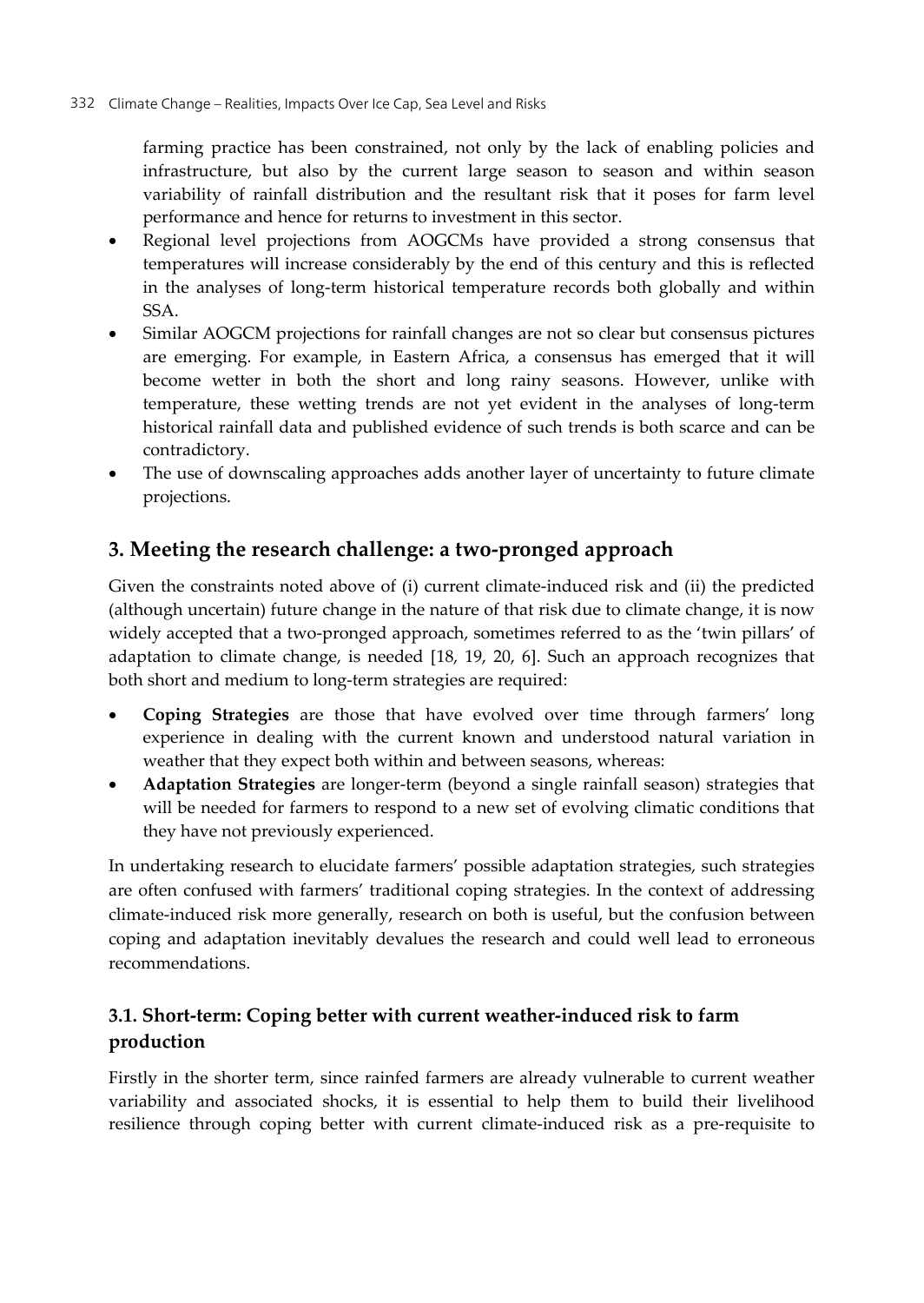farming practice has been constrained, not only by the lack of enabling policies and infrastructure, but also by the current large season to season and within season variability of rainfall distribution and the resultant risk that it poses for farm level performance and hence for returns to investment in this sector.

- Regional level projections from AOGCMs have provided a strong consensus that temperatures will increase considerably by the end of this century and this is reflected in the analyses of long-term historical temperature records both globally and within SSA.
- Similar AOGCM projections for rainfall changes are not so clear but consensus pictures are emerging. For example, in Eastern Africa, a consensus has emerged that it will become wetter in both the short and long rainy seasons. However, unlike with temperature, these wetting trends are not yet evident in the analyses of long-term historical rainfall data and published evidence of such trends is both scarce and can be contradictory.
- The use of downscaling approaches adds another layer of uncertainty to future climate projections.

## 3. Meeting the research challenge: a two-pronged approach

Given the constraints noted above of (i) current climate-induced risk and (ii) the predicted (although uncertain) future change in the nature of that risk due to climate change, it is now widely accepted that a two-pronged approach, sometimes referred to as the 'twin pillars' of adaptation to climate change, is needed [18, 19, 20, 6]. Such an approach recognizes that both short and medium to long-term strategies are required:

- **Coping Strategies** are those that have evolved over time through farmers' long experience in dealing with the current known and understood natural variation in weather that they expect both within and between seasons, whereas:
- **Adaptation Strategies** are longer-term (beyond a single rainfall season) strategies that will be needed for farmers to respond to a new set of evolving climatic conditions that they have not previously experienced.

In undertaking research to elucidate farmers' possible adaptation strategies, such strategies are often confused with farmers' traditional coping strategies. In the context of addressing climate-induced risk more generally, research on both is useful, but the confusion between coping and adaptation inevitably devalues the research and could well lead to erroneous recommendations.

### 3.1. Short-term: Coping better with current weather-induced risk to farm production

Firstly in the shorter term, since rainfed farmers are already vulnerable to current weather variability and associated shocks, it is essential to help them to build their livelihood resilience through coping better with current climate-induced risk as a pre-requisite to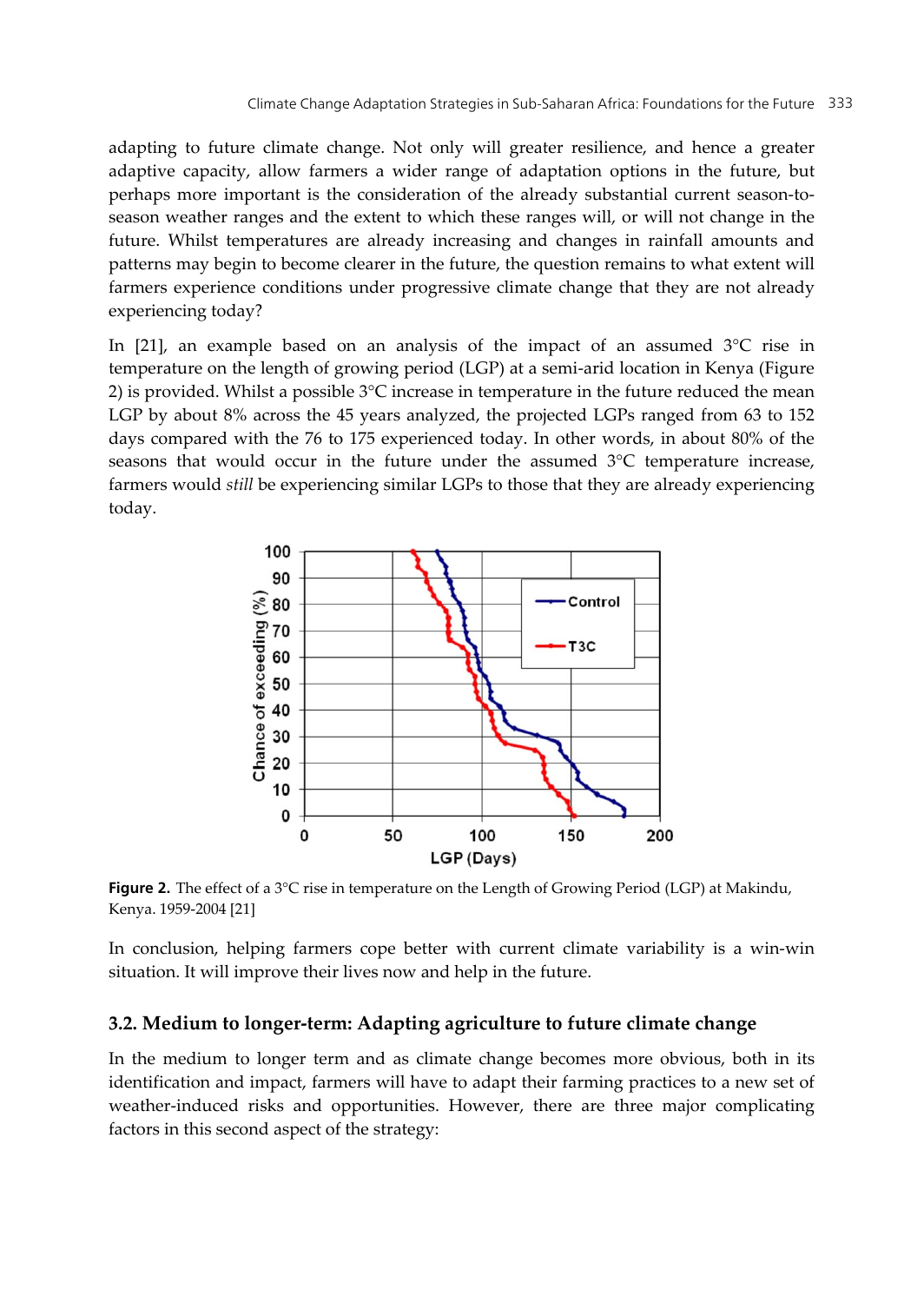adapting to future climate change. Not only will greater resilience, and hence a greater adaptive capacity, allow farmers a wider range of adaptation options in the future, but perhaps more important is the consideration of the already substantial current season-to-season weather ranges and the extent to which these ranges will, or will not change in the future. Whilst temperatures are already increasing and changes in rainfall amounts and patterns may begin to become clearer in the future, the question remains to what extent will farmers experience conditions under progressive climate change that they are not already experiencing today?

In [21], an example based on an analysis of the impact of an assumed 3°C rise in temperature on the length of growing period (LGP) at a semi-arid location in Kenya (Figure 2) is provided. Whilst a possible 3°C increase in temperature in the future reduced the mean LGP by about 8% across the 45 years analyzed, the projected LGPs ranged from 63 to 152 days compared with the 76 to 175 experienced today. In other words, in about 80% of the seasons that would occur in the future under the assumed 3°C temperature increase, farmers would *still* be experiencing similar LGPs to those that they are already experiencing today.

**Figure 2.** The effect of a 3°C rise in temperature on the Length of Growing Period (LGP) at Makindu, Kenya. 1959-2004 [21]

In conclusion, helping farmers cope better with current climate variability is a win-win situation. It will improve their lives now and help in the future.

### 3.2. Medium to longer-term: Adapting agriculture to future climate change

In the medium to longer term and as climate change becomes more obvious, both in its identification and impact, farmers will have to adapt their farming practices to a new set of weather-induced risks and opportunities. However, there are three major complicating factors in this second aspect of the strategy: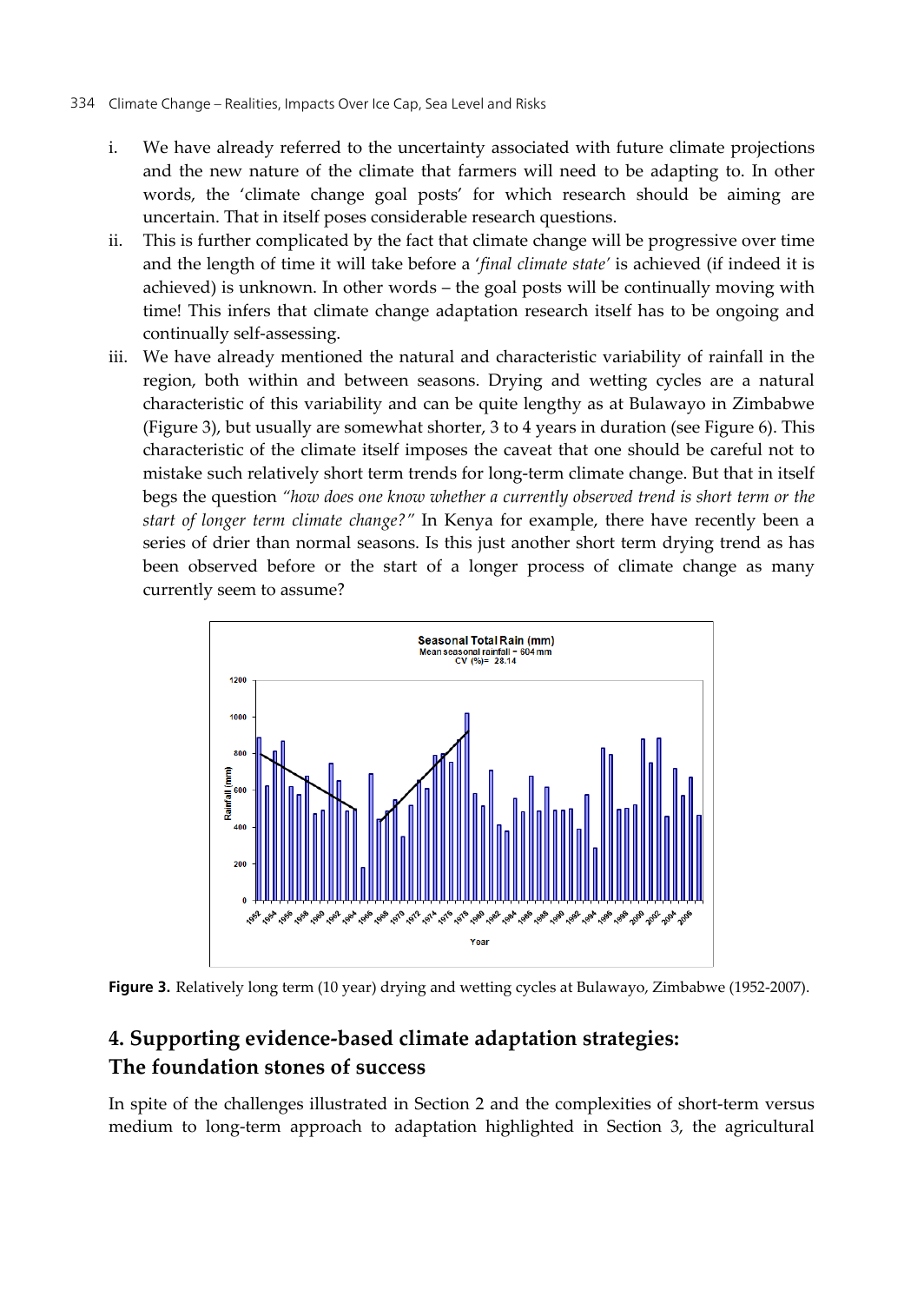i. We have already referred to the uncertainty associated with future climate projections and the new nature of the climate that farmers will need to be adapting to. In other words, the 'climate change goal posts' for which research should be aiming are uncertain. That in itself poses considerable research questions.
ii. This is further complicated by the fact that climate change will be progressive over time and the length of time it will take before a '*final climate state*' is achieved (if indeed it is achieved) is unknown. In other words – the goal posts will be continually moving with time! This infers that climate change adaptation research itself has to be ongoing and continually self-assessing.
iii. We have already mentioned the natural and characteristic variability of rainfall in the region, both within and between seasons. Drying and wetting cycles are a natural characteristic of this variability and can be quite lengthy as at Bulawayo in Zimbabwe (Figure 3), but usually are somewhat shorter, 3 to 4 years in duration (see Figure 6). This characteristic of the climate itself imposes the caveat that one should be careful not to mistake such relatively short term trends for long-term climate change. But that in itself begs the question *"how does one know whether a currently observed trend is short term or the start of longer term climate change?"* In Kenya for example, there have recently been a series of drier than normal seasons. Is this just another short term drying trend as has been observed before or the start of a longer process of climate change as many currently seem to assume?

Seasonal Total Rain (mm)
Mean seasonal rainfall = 604 mm
CV (%)= 28.14

Rainfall (mm)
1200
1000
800
600
400
200
0

Year
1952 1954 1956 1958 1960 1962 1964 1966 1968 1970 1972 1974 1976 1978 1980 1982 1984 1986 1988 1990 1992 1994 1996 1998 2000 2002 2004 2006

**Figure 3.** Relatively long term (10 year) drying and wetting cycles at Bulawayo, Zimbabwe (1952-2007).

## 4. Supporting evidence-based climate adaptation strategies: The foundation stones of success

In spite of the challenges illustrated in Section 2 and the complexities of short-term versus medium to long-term approach to adaptation highlighted in Section 3, the agricultural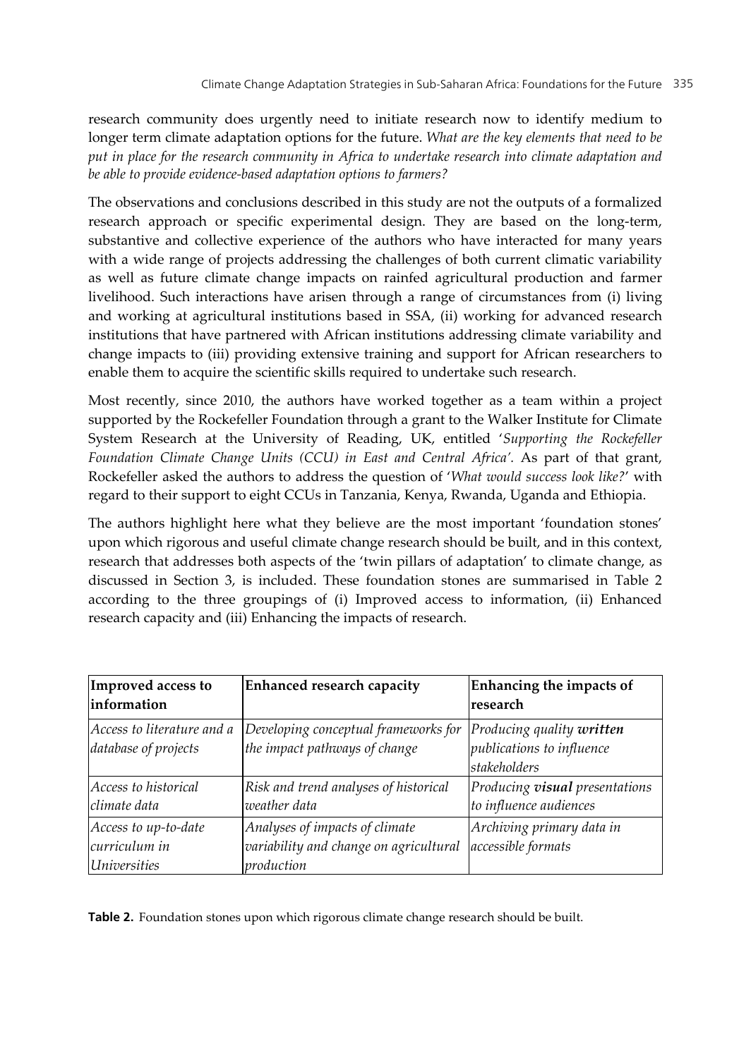research community does urgently need to initiate research now to identify medium to longer term climate adaptation options for the future. *What are the key elements that need to be put in place for the research community in Africa to undertake research into climate adaptation and be able to provide evidence-based adaptation options to farmers?*

The observations and conclusions described in this study are not the outputs of a formalized research approach or specific experimental design. They are based on the long-term, substantive and collective experience of the authors who have interacted for many years with a wide range of projects addressing the challenges of both current climatic variability as well as future climate change impacts on rainfed agricultural production and farmer livelihood. Such interactions have arisen through a range of circumstances from (i) living and working at agricultural institutions based in SSA, (ii) working for advanced research institutions that have partnered with African institutions addressing climate variability and change impacts to (iii) providing extensive training and support for African researchers to enable them to acquire the scientific skills required to undertake such research.

Most recently, since 2010, the authors have worked together as a team within a project supported by the Rockefeller Foundation through a grant to the Walker Institute for Climate System Research at the University of Reading, UK, entitled '*Supporting the Rockefeller Foundation Climate Change Units (CCU) in East and Central Africa*'. As part of that grant, Rockefeller asked the authors to address the question of '*What would success look like?*' with regard to their support to eight CCUs in Tanzania, Kenya, Rwanda, Uganda and Ethiopia.

The authors highlight here what they believe are the most important 'foundation stones' upon which rigorous and useful climate change research should be built, and in this context, research that addresses both aspects of the 'twin pillars of adaptation' to climate change, as discussed in Section 3, is included. These foundation stones are summarised in Table 2 according to the three groupings of (i) Improved access to information, (ii) Enhanced research capacity and (iii) Enhancing the impacts of research.

| **Improved access to information** | **Enhanced research capacity** | **Enhancing the impacts of research** |
|---|---|---|
| *Access to literature and a database of projects* | *Developing conceptual frameworks for the impact pathways of change* | *Producing quality **written** publications to influence stakeholders* |
| *Access to historical climate data* | *Risk and trend analyses of historical weather data* | *Producing **visual** presentations to influence audiences* |
| *Access to up-to-date curriculum in Universities* | *Analyses of impacts of climate variability and change on agricultural production* | *Archiving primary data in accessible formats* |

**Table 2.** Foundation stones upon which rigorous climate change research should be built.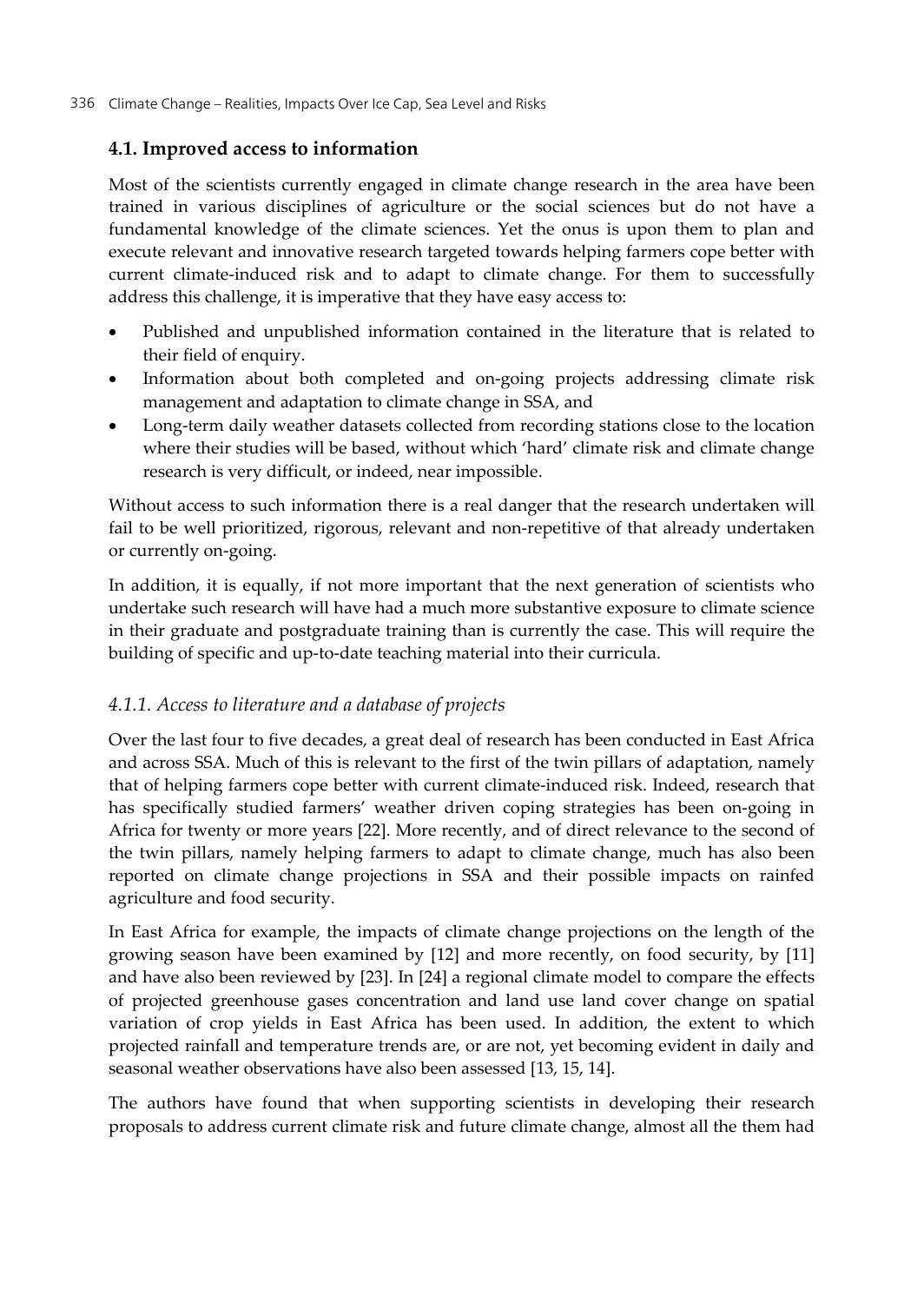## 4.1. Improved access to information

Most of the scientists currently engaged in climate change research in the area have been trained in various disciplines of agriculture or the social sciences but do not have a fundamental knowledge of the climate sciences. Yet the onus is upon them to plan and execute relevant and innovative research targeted towards helping farmers cope better with current climate-induced risk and to adapt to climate change. For them to successfully address this challenge, it is imperative that they have easy access to:

- Published and unpublished information contained in the literature that is related to their field of enquiry.
- Information about both completed and on-going projects addressing climate risk management and adaptation to climate change in SSA, and
- Long-term daily weather datasets collected from recording stations close to the location where their studies will be based, without which 'hard' climate risk and climate change research is very difficult, or indeed, near impossible.

Without access to such information there is a real danger that the research undertaken will fail to be well prioritized, rigorous, relevant and non-repetitive of that already undertaken or currently on-going.

In addition, it is equally, if not more important that the next generation of scientists who undertake such research will have had a much more substantive exposure to climate science in their graduate and postgraduate training than is currently the case. This will require the building of specific and up-to-date teaching material into their curricula.

### *4.1.1. Access to literature and a database of projects*

Over the last four to five decades, a great deal of research has been conducted in East Africa and across SSA. Much of this is relevant to the first of the twin pillars of adaptation, namely that of helping farmers cope better with current climate-induced risk. Indeed, research that has specifically studied farmers' weather driven coping strategies has been on-going in Africa for twenty or more years [22]. More recently, and of direct relevance to the second of the twin pillars, namely helping farmers to adapt to climate change, much has also been reported on climate change projections in SSA and their possible impacts on rainfed agriculture and food security.

In East Africa for example, the impacts of climate change projections on the length of the growing season have been examined by [12] and more recently, on food security, by [11] and have also been reviewed by [23]. In [24] a regional climate model to compare the effects of projected greenhouse gases concentration and land use land cover change on spatial variation of crop yields in East Africa has been used. In addition, the extent to which projected rainfall and temperature trends are, or are not, yet becoming evident in daily and seasonal weather observations have also been assessed [13, 15, 14].

The authors have found that when supporting scientists in developing their research proposals to address current climate risk and future climate change, almost all the them had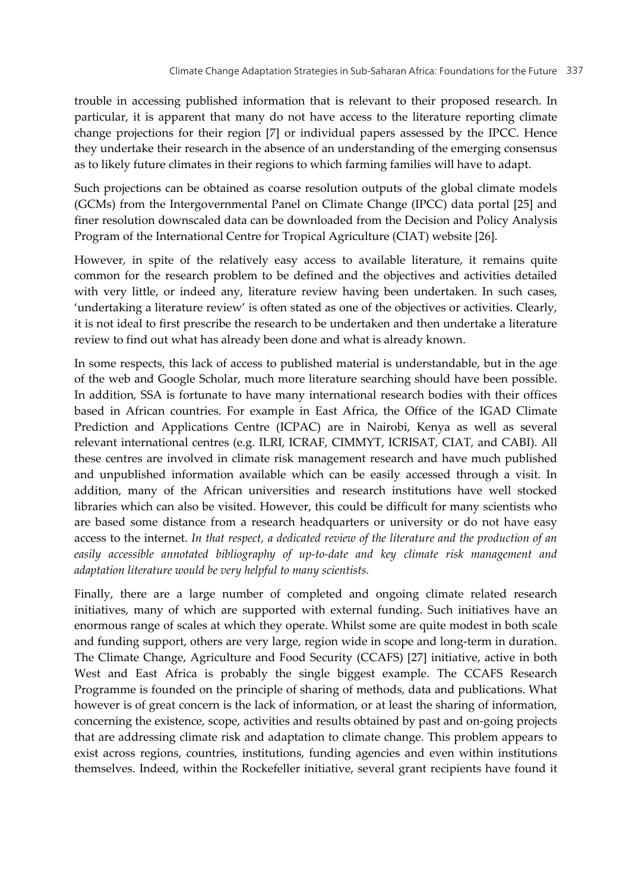trouble in accessing published information that is relevant to their proposed research. In particular, it is apparent that many do not have access to the literature reporting climate change projections for their region [7] or individual papers assessed by the IPCC. Hence they undertake their research in the absence of an understanding of the emerging consensus as to likely future climates in their regions to which farming families will have to adapt.

Such projections can be obtained as coarse resolution outputs of the global climate models (GCMs) from the Intergovernmental Panel on Climate Change (IPCC) data portal [25] and finer resolution downscaled data can be downloaded from the Decision and Policy Analysis Program of the International Centre for Tropical Agriculture (CIAT) website [26].

However, in spite of the relatively easy access to available literature, it remains quite common for the research problem to be defined and the objectives and activities detailed with very little, or indeed any, literature review having been undertaken. In such cases, 'undertaking a literature review' is often stated as one of the objectives or activities. Clearly, it is not ideal to first prescribe the research to be undertaken and then undertake a literature review to find out what has already been done and what is already known.

In some respects, this lack of access to published material is understandable, but in the age of the web and Google Scholar, much more literature searching should have been possible. In addition, SSA is fortunate to have many international research bodies with their offices based in African countries. For example in East Africa, the Office of the IGAD Climate Prediction and Applications Centre (ICPAC) are in Nairobi, Kenya as well as several relevant international centres (e.g. ILRI, ICRAF, CIMMYT, ICRISAT, CIAT, and CABI). All these centres are involved in climate risk management research and have much published and unpublished information available which can be easily accessed through a visit. In addition, many of the African universities and research institutions have well stocked libraries which can also be visited. However, this could be difficult for many scientists who are based some distance from a research headquarters or university or do not have easy access to the internet. *In that respect, a dedicated review of the literature and the production of an easily accessible annotated bibliography of up-to-date and key climate risk management and adaptation literature would be very helpful to many scientists.*

Finally, there are a large number of completed and ongoing climate related research initiatives, many of which are supported with external funding. Such initiatives have an enormous range of scales at which they operate. Whilst some are quite modest in both scale and funding support, others are very large, region wide in scope and long-term in duration. The Climate Change, Agriculture and Food Security (CCAFS) [27] initiative, active in both West and East Africa is probably the single biggest example. The CCAFS Research Programme is founded on the principle of sharing of methods, data and publications. What however is of great concern is the lack of information, or at least the sharing of information, concerning the existence, scope, activities and results obtained by past and on-going projects that are addressing climate risk and adaptation to climate change. This problem appears to exist across regions, countries, institutions, funding agencies and even within institutions themselves. Indeed, within the Rockefeller initiative, several grant recipients have found it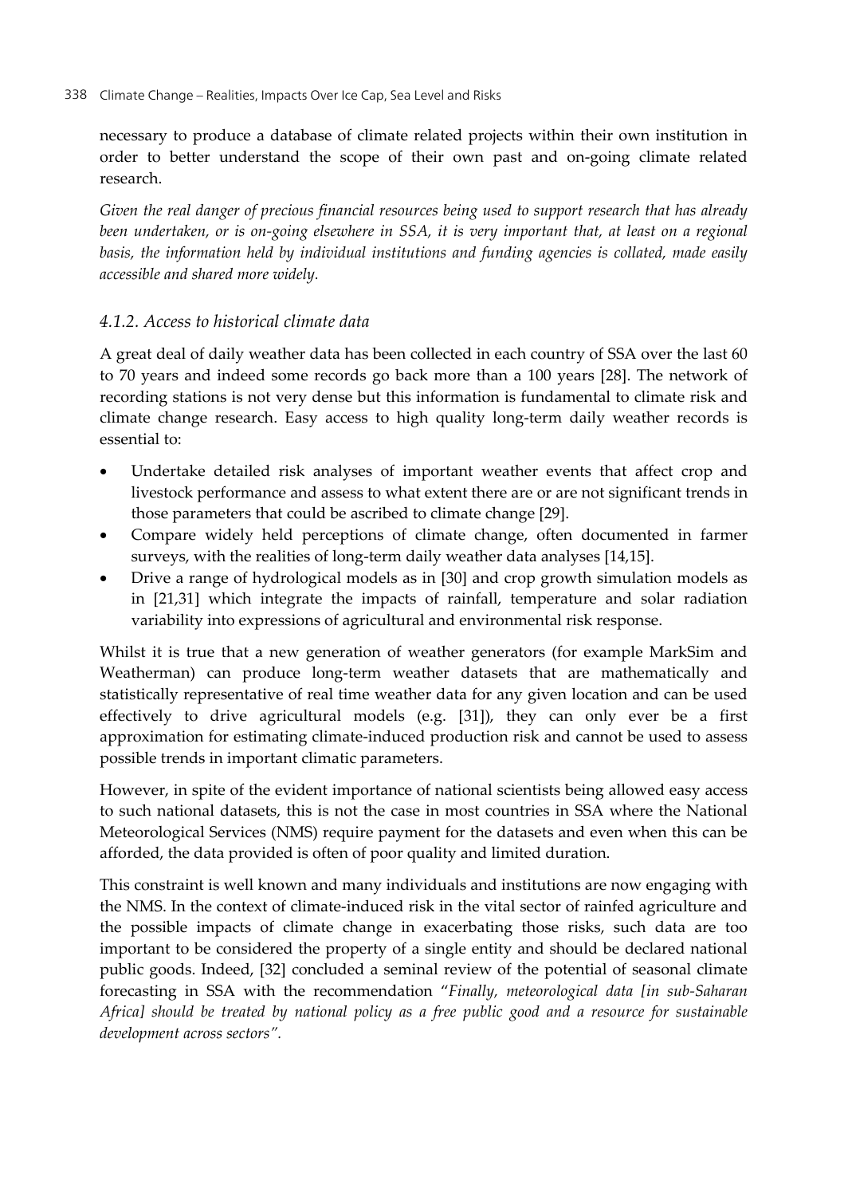necessary to produce a database of climate related projects within their own institution in order to better understand the scope of their own past and on-going climate related research.

*Given the real danger of precious financial resources being used to support research that has already been undertaken, or is on-going elsewhere in SSA, it is very important that, at least on a regional basis, the information held by individual institutions and funding agencies is collated, made easily accessible and shared more widely.*

### *4.1.2. Access to historical climate data*

A great deal of daily weather data has been collected in each country of SSA over the last 60 to 70 years and indeed some records go back more than a 100 years [28]. The network of recording stations is not very dense but this information is fundamental to climate risk and climate change research. Easy access to high quality long-term daily weather records is essential to:

- Undertake detailed risk analyses of important weather events that affect crop and livestock performance and assess to what extent there are or are not significant trends in those parameters that could be ascribed to climate change [29].
- Compare widely held perceptions of climate change, often documented in farmer surveys, with the realities of long-term daily weather data analyses [14,15].
- Drive a range of hydrological models as in [30] and crop growth simulation models as in [21,31] which integrate the impacts of rainfall, temperature and solar radiation variability into expressions of agricultural and environmental risk response.

Whilst it is true that a new generation of weather generators (for example MarkSim and Weatherman) can produce long-term weather datasets that are mathematically and statistically representative of real time weather data for any given location and can be used effectively to drive agricultural models (e.g. [31]), they can only ever be a first approximation for estimating climate-induced production risk and cannot be used to assess possible trends in important climatic parameters.

However, in spite of the evident importance of national scientists being allowed easy access to such national datasets, this is not the case in most countries in SSA where the National Meteorological Services (NMS) require payment for the datasets and even when this can be afforded, the data provided is often of poor quality and limited duration.

This constraint is well known and many individuals and institutions are now engaging with the NMS. In the context of climate-induced risk in the vital sector of rainfed agriculture and the possible impacts of climate change in exacerbating those risks, such data are too important to be considered the property of a single entity and should be declared national public goods. Indeed, [32] concluded a seminal review of the potential of seasonal climate forecasting in SSA with the recommendation "*Finally, meteorological data [in sub-Saharan Africa] should be treated by national policy as a free public good and a resource for sustainable development across sectors*".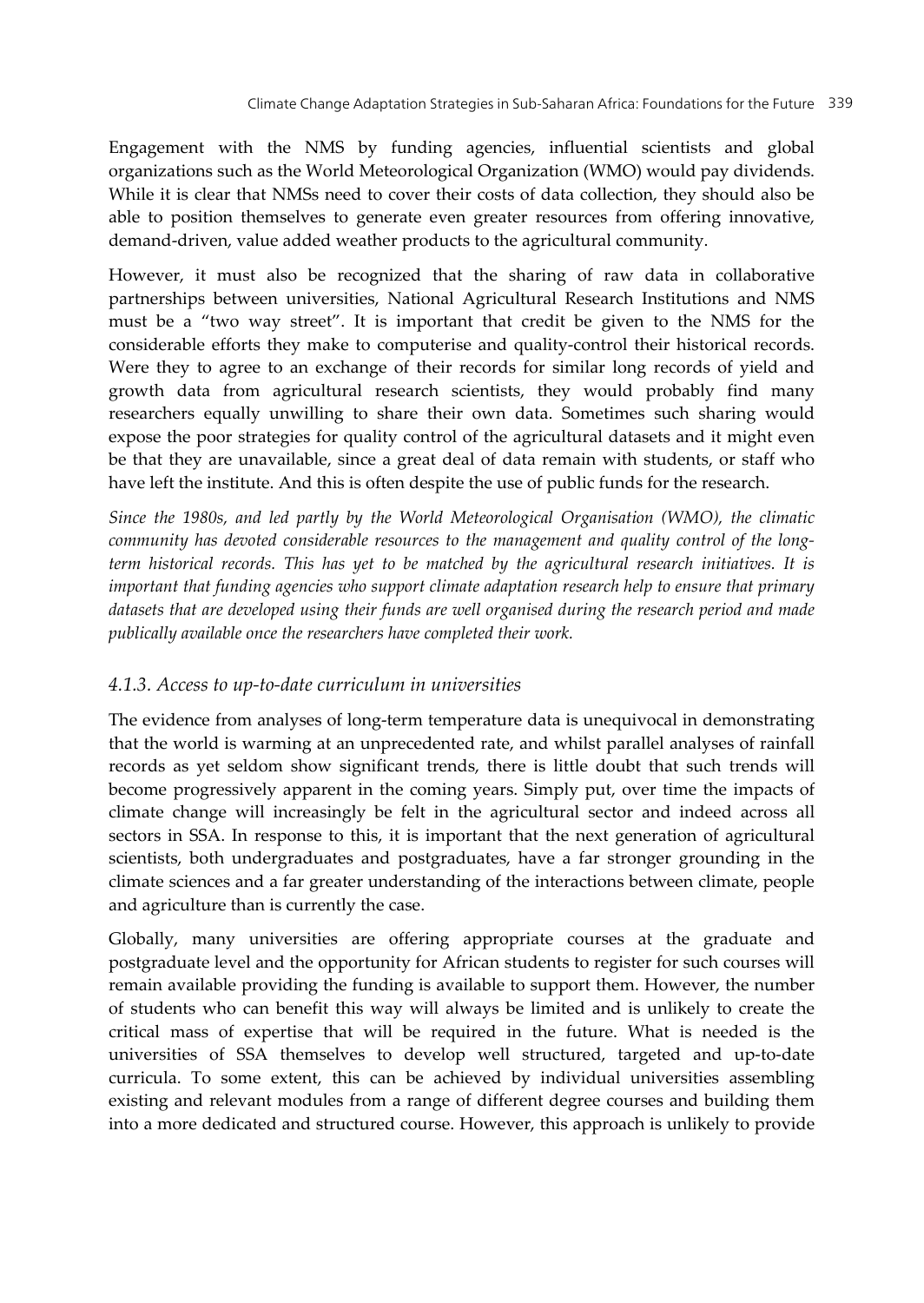Engagement with the NMS by funding agencies, influential scientists and global organizations such as the World Meteorological Organization (WMO) would pay dividends. While it is clear that NMSs need to cover their costs of data collection, they should also be able to position themselves to generate even greater resources from offering innovative, demand-driven, value added weather products to the agricultural community.

However, it must also be recognized that the sharing of raw data in collaborative partnerships between universities, National Agricultural Research Institutions and NMS must be a "two way street". It is important that credit be given to the NMS for the considerable efforts they make to computerise and quality-control their historical records. Were they to agree to an exchange of their records for similar long records of yield and growth data from agricultural research scientists, they would probably find many researchers equally unwilling to share their own data. Sometimes such sharing would expose the poor strategies for quality control of the agricultural datasets and it might even be that they are unavailable, since a great deal of data remain with students, or staff who have left the institute. And this is often despite the use of public funds for the research.

*Since the 1980s, and led partly by the World Meteorological Organisation (WMO), the climatic community has devoted considerable resources to the management and quality control of the long-term historical records. This has yet to be matched by the agricultural research initiatives. It is important that funding agencies who support climate adaptation research help to ensure that primary datasets that are developed using their funds are well organised during the research period and made publically available once the researchers have completed their work.*

### *4.1.3. Access to up-to-date curriculum in universities*

The evidence from analyses of long-term temperature data is unequivocal in demonstrating that the world is warming at an unprecedented rate, and whilst parallel analyses of rainfall records as yet seldom show significant trends, there is little doubt that such trends will become progressively apparent in the coming years. Simply put, over time the impacts of climate change will increasingly be felt in the agricultural sector and indeed across all sectors in SSA. In response to this, it is important that the next generation of agricultural scientists, both undergraduates and postgraduates, have a far stronger grounding in the climate sciences and a far greater understanding of the interactions between climate, people and agriculture than is currently the case.

Globally, many universities are offering appropriate courses at the graduate and postgraduate level and the opportunity for African students to register for such courses will remain available providing the funding is available to support them. However, the number of students who can benefit this way will always be limited and is unlikely to create the critical mass of expertise that will be required in the future. What is needed is the universities of SSA themselves to develop well structured, targeted and up-to-date curricula. To some extent, this can be achieved by individual universities assembling existing and relevant modules from a range of different degree courses and building them into a more dedicated and structured course. However, this approach is unlikely to provide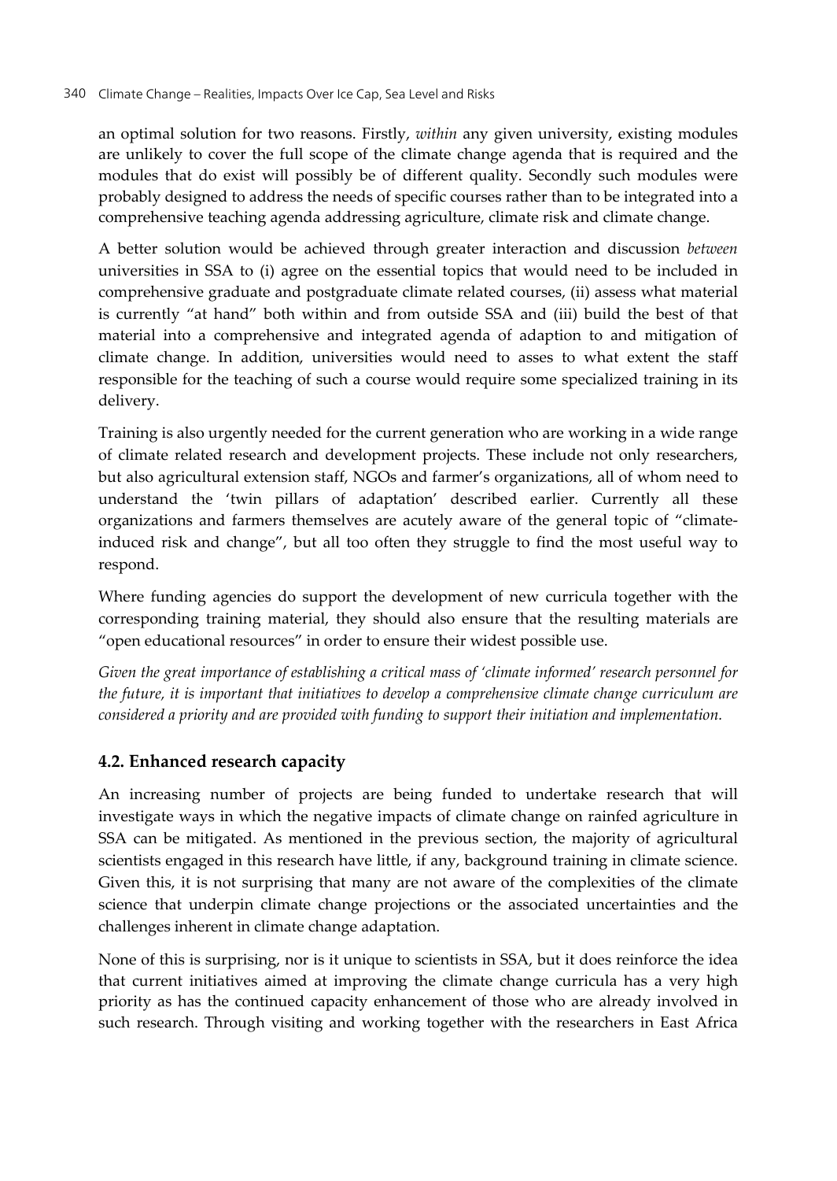an optimal solution for two reasons. Firstly, *within* any given university, existing modules are unlikely to cover the full scope of the climate change agenda that is required and the modules that do exist will possibly be of different quality. Secondly such modules were probably designed to address the needs of specific courses rather than to be integrated into a comprehensive teaching agenda addressing agriculture, climate risk and climate change.

A better solution would be achieved through greater interaction and discussion *between* universities in SSA to (i) agree on the essential topics that would need to be included in comprehensive graduate and postgraduate climate related courses, (ii) assess what material is currently "at hand" both within and from outside SSA and (iii) build the best of that material into a comprehensive and integrated agenda of adaption to and mitigation of climate change. In addition, universities would need to asses to what extent the staff responsible for the teaching of such a course would require some specialized training in its delivery.

Training is also urgently needed for the current generation who are working in a wide range of climate related research and development projects. These include not only researchers, but also agricultural extension staff, NGOs and farmer's organizations, all of whom need to understand the 'twin pillars of adaptation' described earlier. Currently all these organizations and farmers themselves are acutely aware of the general topic of "climate-induced risk and change", but all too often they struggle to find the most useful way to respond.

Where funding agencies do support the development of new curricula together with the corresponding training material, they should also ensure that the resulting materials are "open educational resources" in order to ensure their widest possible use.

*Given the great importance of establishing a critical mass of 'climate informed' research personnel for the future, it is important that initiatives to develop a comprehensive climate change curriculum are considered a priority and are provided with funding to support their initiation and implementation.*

## 4.2. Enhanced research capacity

An increasing number of projects are being funded to undertake research that will investigate ways in which the negative impacts of climate change on rainfed agriculture in SSA can be mitigated. As mentioned in the previous section, the majority of agricultural scientists engaged in this research have little, if any, background training in climate science. Given this, it is not surprising that many are not aware of the complexities of the climate science that underpin climate change projections or the associated uncertainties and the challenges inherent in climate change adaptation.

None of this is surprising, nor is it unique to scientists in SSA, but it does reinforce the idea that current initiatives aimed at improving the climate change curricula has a very high priority as has the continued capacity enhancement of those who are already involved in such research. Through visiting and working together with the researchers in East Africa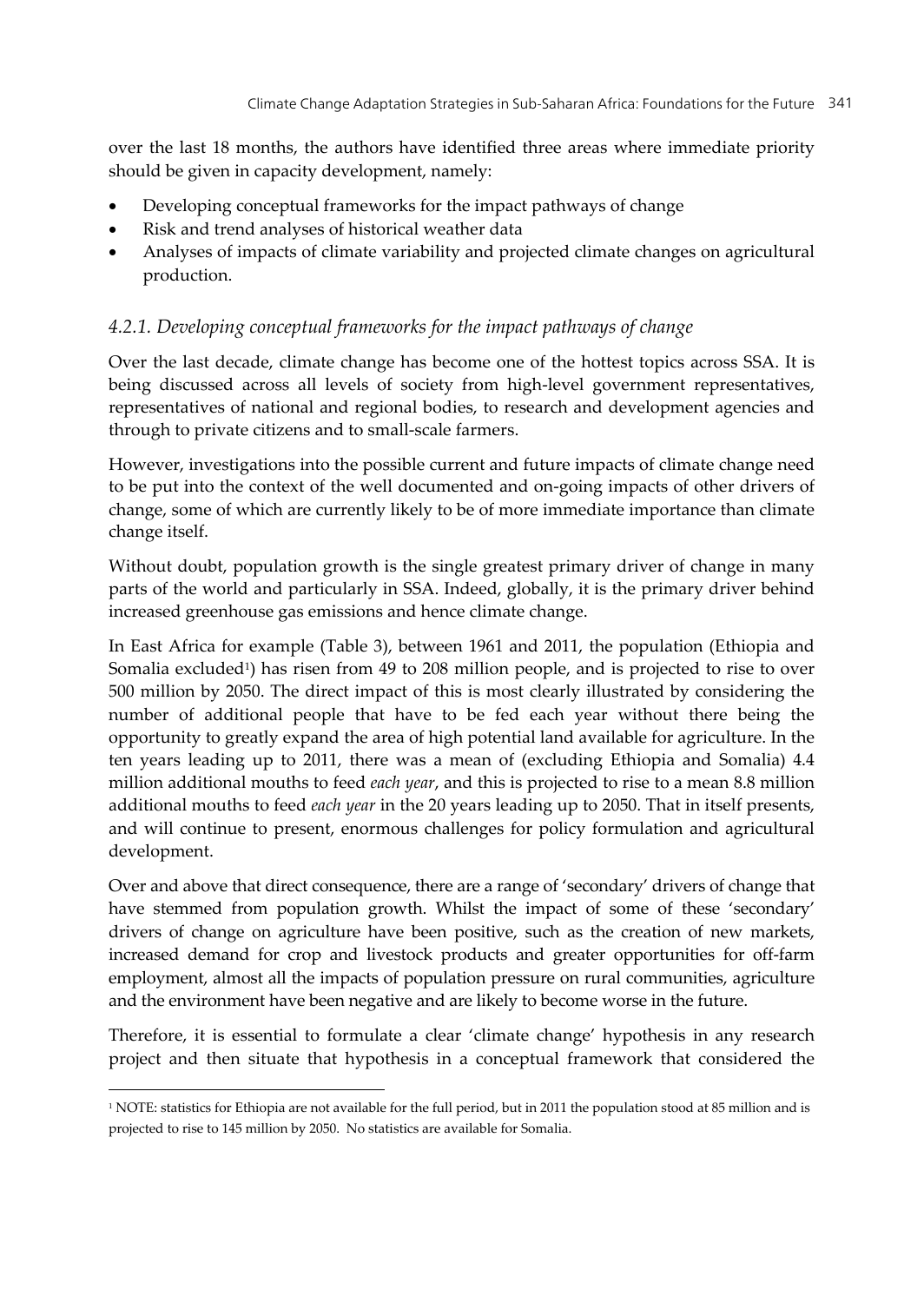over the last 18 months, the authors have identified three areas where immediate priority should be given in capacity development, namely:

- Developing conceptual frameworks for the impact pathways of change
- Risk and trend analyses of historical weather data
- Analyses of impacts of climate variability and projected climate changes on agricultural production.

### *4.2.1. Developing conceptual frameworks for the impact pathways of change*

Over the last decade, climate change has become one of the hottest topics across SSA. It is being discussed across all levels of society from high-level government representatives, representatives of national and regional bodies, to research and development agencies and through to private citizens and to small-scale farmers.

However, investigations into the possible current and future impacts of climate change need to be put into the context of the well documented and on-going impacts of other drivers of change, some of which are currently likely to be of more immediate importance than climate change itself.

Without doubt, population growth is the single greatest primary driver of change in many parts of the world and particularly in SSA. Indeed, globally, it is the primary driver behind increased greenhouse gas emissions and hence climate change.

In East Africa for example (Table 3), between 1961 and 2011, the population (Ethiopia and Somalia excluded[1]) has risen from 49 to 208 million people, and is projected to rise to over 500 million by 2050. The direct impact of this is most clearly illustrated by considering the number of additional people that have to be fed each year without there being the opportunity to greatly expand the area of high potential land available for agriculture. In the ten years leading up to 2011, there was a mean of (excluding Ethiopia and Somalia) 4.4 million additional mouths to feed *each year*, and this is projected to rise to a mean 8.8 million additional mouths to feed *each year* in the 20 years leading up to 2050. That in itself presents, and will continue to present, enormous challenges for policy formulation and agricultural development.

Over and above that direct consequence, there are a range of 'secondary' drivers of change that have stemmed from population growth. Whilst the impact of some of these 'secondary' drivers of change on agriculture have been positive, such as the creation of new markets, increased demand for crop and livestock products and greater opportunities for off-farm employment, almost all the impacts of population pressure on rural communities, agriculture and the environment have been negative and are likely to become worse in the future.

Therefore, it is essential to formulate a clear 'climate change' hypothesis in any research project and then situate that hypothesis in a conceptual framework that considered the

---

[1] NOTE: statistics for Ethiopia are not available for the full period, but in 2011 the population stood at 85 million and is projected to rise to 145 million by 2050. No statistics are available for Somalia.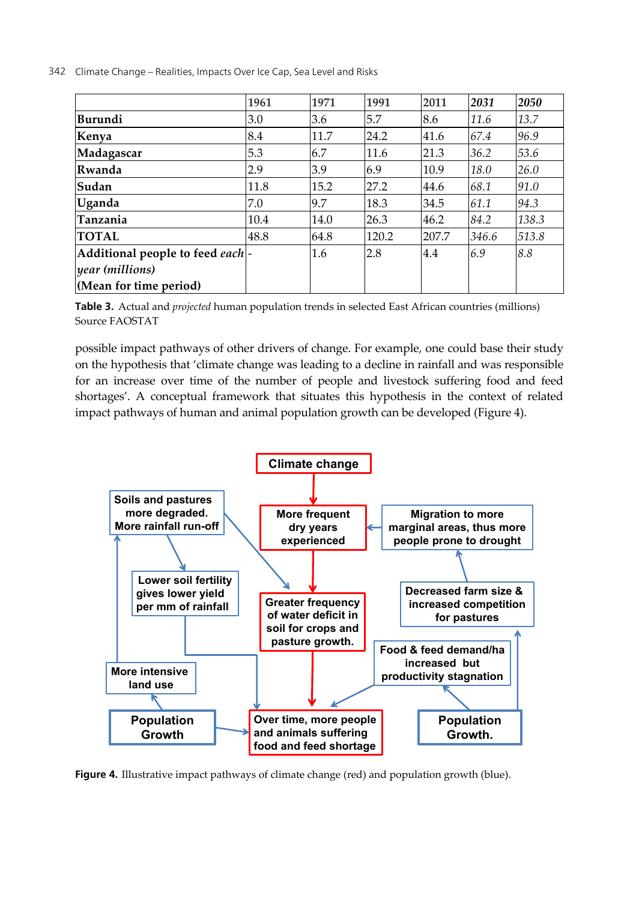| | 1961 | 1971 | 1991 | 2011 | *2031* | *2050* |
|---|---|---|---|---|---|---|
| **Burundi** | 3.0 | 3.6 | 5.7 | 8.6 | *11.6* | *13.7* |
| **Kenya** | 8.4 | 11.7 | 24.2 | 41.6 | *67.4* | *96.9* |
| **Madagascar** | 5.3 | 6.7 | 11.6 | 21.3 | *36.2* | *53.6* |
| **Rwanda** | 2.9 | 3.9 | 6.9 | 10.9 | *18.0* | *26.0* |
| **Sudan** | 11.8 | 15.2 | 27.2 | 44.6 | *68.1* | *91.0* |
| **Uganda** | 7.0 | 9.7 | 18.3 | 34.5 | *61.1* | *94.3* |
| **Tanzania** | 10.4 | 14.0 | 26.3 | 46.2 | *84.2* | *138.3* |
| **TOTAL** | 48.8 | 64.8 | 120.2 | 207.7 | *346.6* | *513.8* |
| **Additional people to feed *each year (millions)* (Mean for time period)** | - | 1.6 | 2.8 | 4.4 | *6.9* | *8.8* |

**Table 3.** Actual and *projected* human population trends in selected East African countries (millions) Source FAOSTAT

possible impact pathways of other drivers of change. For example, one could base their study on the hypothesis that 'climate change was leading to a decline in rainfall and was responsible for an increase over time of the number of people and livestock suffering food and feed shortages'. A conceptual framework that situates this hypothesis in the context of related impact pathways of human and animal population growth can be developed (Figure 4).

**Figure 4.** Illustrative impact pathways of climate change (red) and population growth (blue).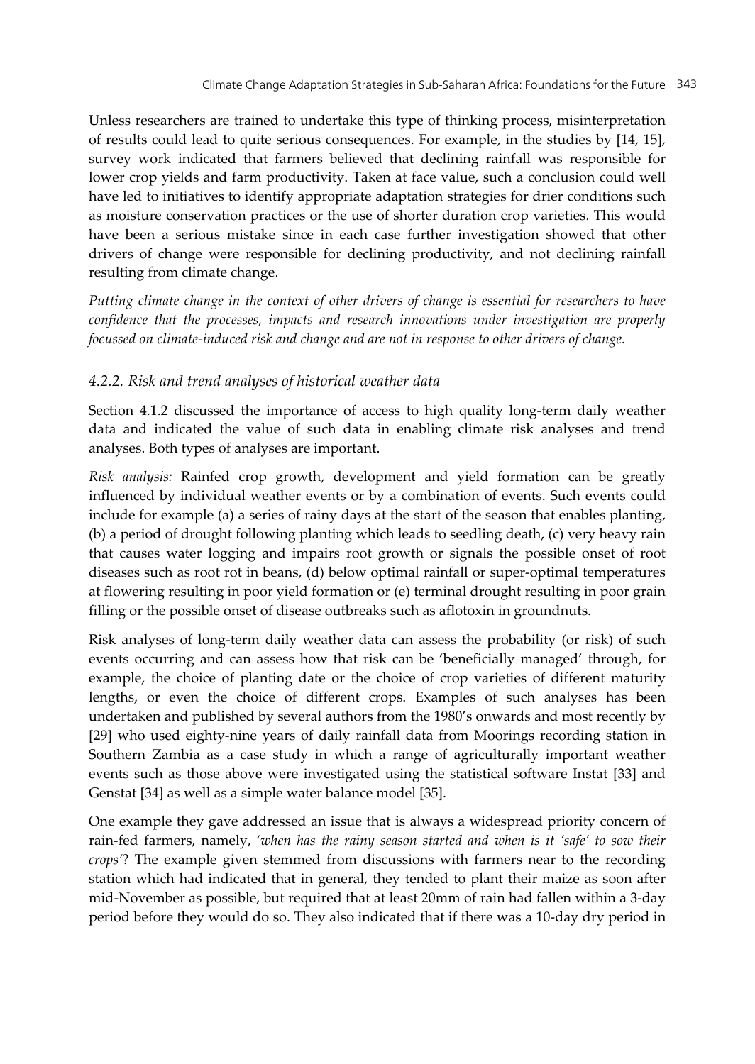Unless researchers are trained to undertake this type of thinking process, misinterpretation of results could lead to quite serious consequences. For example, in the studies by [14, 15], survey work indicated that farmers believed that declining rainfall was responsible for lower crop yields and farm productivity. Taken at face value, such a conclusion could well have led to initiatives to identify appropriate adaptation strategies for drier conditions such as moisture conservation practices or the use of shorter duration crop varieties. This would have been a serious mistake since in each case further investigation showed that other drivers of change were responsible for declining productivity, and not declining rainfall resulting from climate change.

*Putting climate change in the context of other drivers of change is essential for researchers to have confidence that the processes, impacts and research innovations under investigation are properly focussed on climate-induced risk and change and are not in response to other drivers of change.*

### *4.2.2. Risk and trend analyses of historical weather data*

Section 4.1.2 discussed the importance of access to high quality long-term daily weather data and indicated the value of such data in enabling climate risk analyses and trend analyses. Both types of analyses are important.

*Risk analysis:* Rainfed crop growth, development and yield formation can be greatly influenced by individual weather events or by a combination of events. Such events could include for example (a) a series of rainy days at the start of the season that enables planting, (b) a period of drought following planting which leads to seedling death, (c) very heavy rain that causes water logging and impairs root growth or signals the possible onset of root diseases such as root rot in beans, (d) below optimal rainfall or super-optimal temperatures at flowering resulting in poor yield formation or (e) terminal drought resulting in poor grain filling or the possible onset of disease outbreaks such as aflotoxin in groundnuts.

Risk analyses of long-term daily weather data can assess the probability (or risk) of such events occurring and can assess how that risk can be 'beneficially managed' through, for example, the choice of planting date or the choice of crop varieties of different maturity lengths, or even the choice of different crops. Examples of such analyses has been undertaken and published by several authors from the 1980's onwards and most recently by [29] who used eighty-nine years of daily rainfall data from Moorings recording station in Southern Zambia as a case study in which a range of agriculturally important weather events such as those above were investigated using the statistical software Instat [33] and Genstat [34] as well as a simple water balance model [35].

One example they gave addressed an issue that is always a widespread priority concern of rain-fed farmers, namely, '*when has the rainy season started and when is it 'safe' to sow their crops'*? The example given stemmed from discussions with farmers near to the recording station which had indicated that in general, they tended to plant their maize as soon after mid-November as possible, but required that at least 20mm of rain had fallen within a 3-day period before they would do so. They also indicated that if there was a 10-day dry period in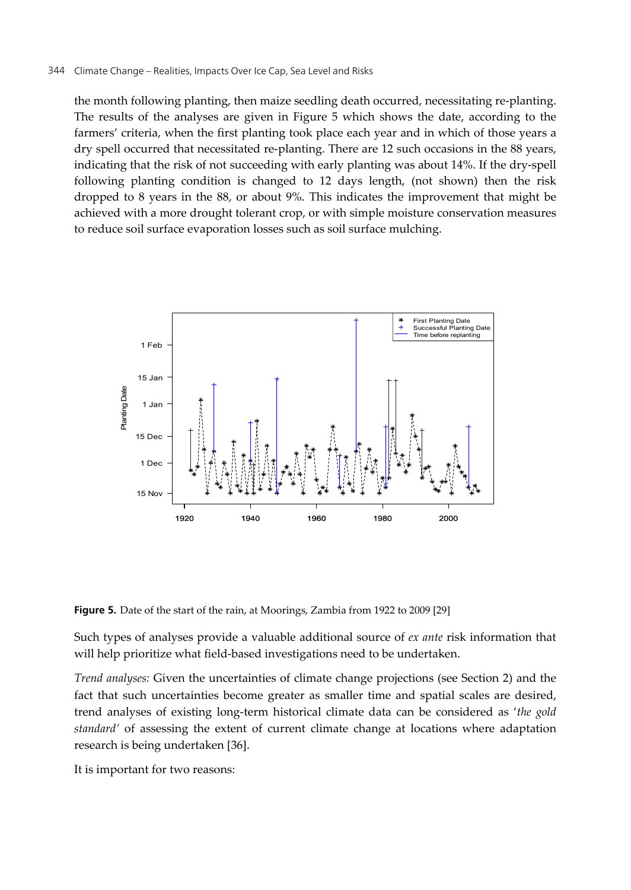the month following planting, then maize seedling death occurred, necessitating re-planting. The results of the analyses are given in Figure 5 which shows the date, according to the farmers' criteria, when the first planting took place each year and in which of those years a dry spell occurred that necessitated re-planting. There are 12 such occasions in the 88 years, indicating that the risk of not succeeding with early planting was about 14%. If the dry-spell following planting condition is changed to 12 days length, (not shown) then the risk dropped to 8 years in the 88, or about 9%. This indicates the improvement that might be achieved with a more drought tolerant crop, or with simple moisture conservation measures to reduce soil surface evaporation losses such as soil surface mulching.

**Figure 5.** Date of the start of the rain, at Moorings, Zambia from 1922 to 2009 [29]

Such types of analyses provide a valuable additional source of *ex ante* risk information that will help prioritize what field-based investigations need to be undertaken.

*Trend analyses:* Given the uncertainties of climate change projections (see Section 2) and the fact that such uncertainties become greater as smaller time and spatial scales are desired, trend analyses of existing long-term historical climate data can be considered as '*the gold standard*' of assessing the extent of current climate change at locations where adaptation research is being undertaken [36].

It is important for two reasons: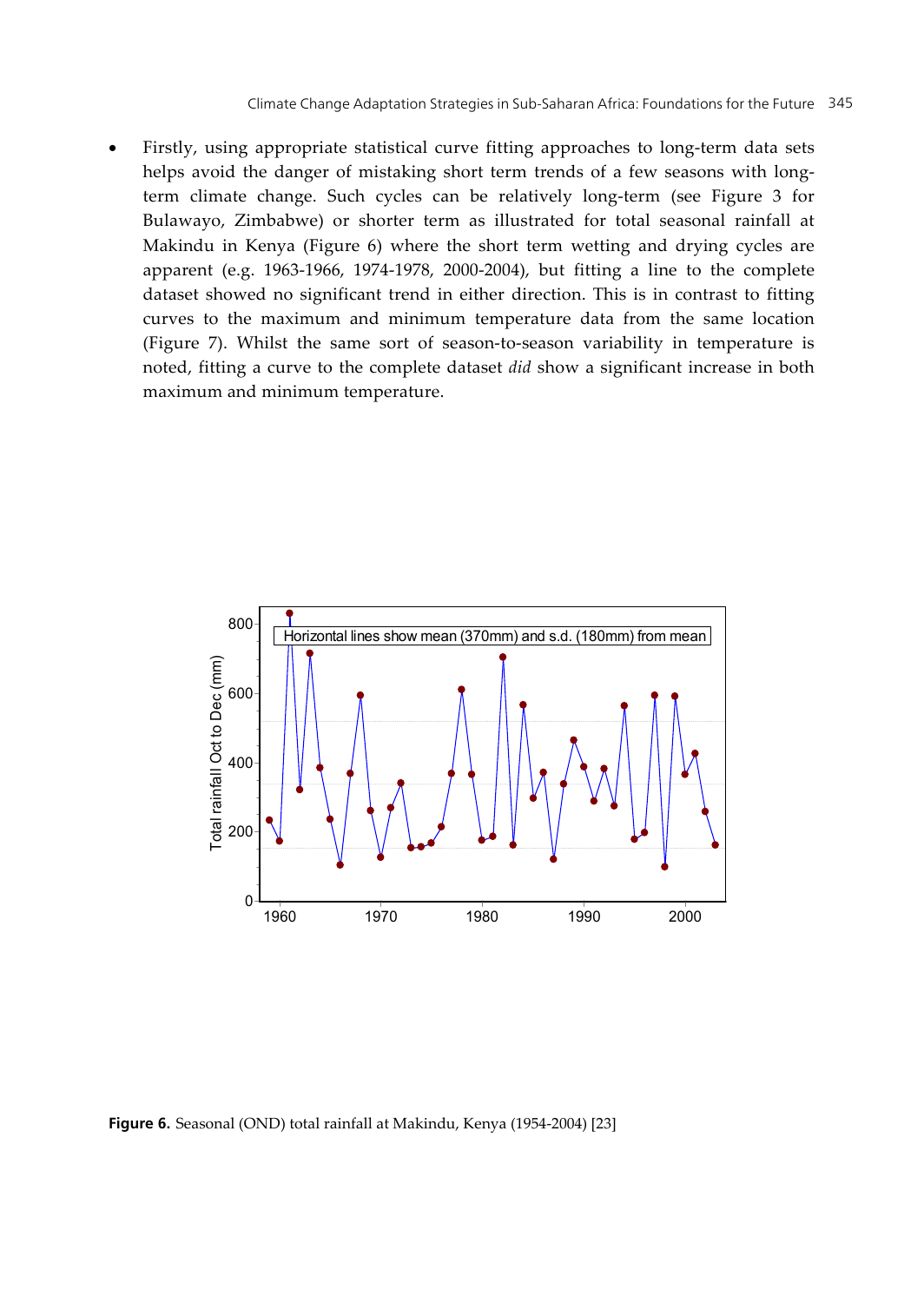- Firstly, using appropriate statistical curve fitting approaches to long-term data sets helps avoid the danger of mistaking short term trends of a few seasons with long-term climate change. Such cycles can be relatively long-term (see Figure 3 for Bulawayo, Zimbabwe) or shorter term as illustrated for total seasonal rainfall at Makindu in Kenya (Figure 6) where the short term wetting and drying cycles are apparent (e.g. 1963-1966, 1974-1978, 2000-2004), but fitting a line to the complete dataset showed no significant trend in either direction. This is in contrast to fitting curves to the maximum and minimum temperature data from the same location (Figure 7). Whilst the same sort of season-to-season variability in temperature is noted, fitting a curve to the complete dataset *did* show a significant increase in both maximum and minimum temperature.

**Figure 6.** Seasonal (OND) total rainfall at Makindu, Kenya (1954-2004) [23]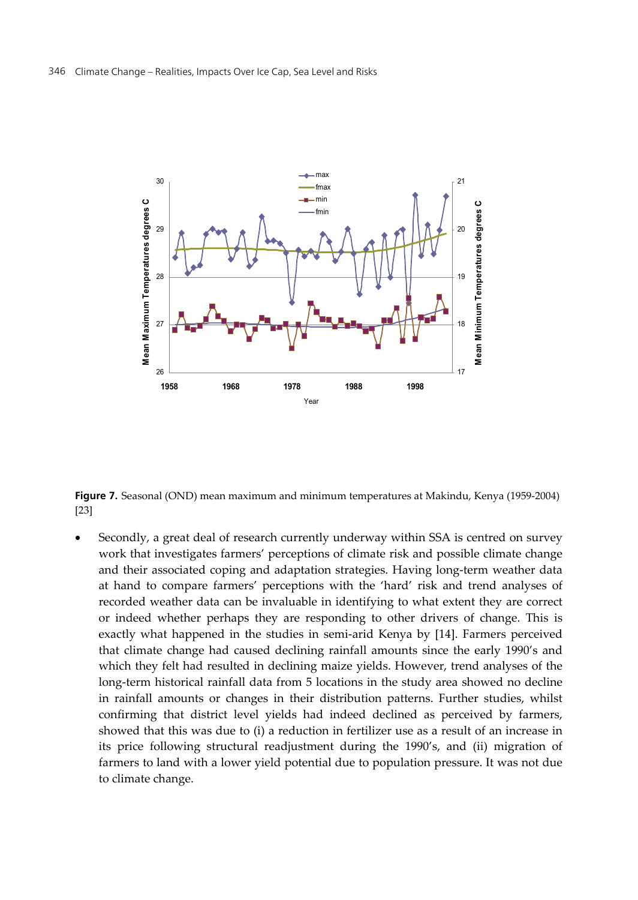**Figure 7.** Seasonal (OND) mean maximum and minimum temperatures at Makindu, Kenya (1959-2004) [23]

- Secondly, a great deal of research currently underway within SSA is centred on survey work that investigates farmers' perceptions of climate risk and possible climate change and their associated coping and adaptation strategies. Having long-term weather data at hand to compare farmers' perceptions with the 'hard' risk and trend analyses of recorded weather data can be invaluable in identifying to what extent they are correct or indeed whether perhaps they are responding to other drivers of change. This is exactly what happened in the studies in semi-arid Kenya by [14]. Farmers perceived that climate change had caused declining rainfall amounts since the early 1990's and which they felt had resulted in declining maize yields. However, trend analyses of the long-term historical rainfall data from 5 locations in the study area showed no decline in rainfall amounts or changes in their distribution patterns. Further studies, whilst confirming that district level yields had indeed declined as perceived by farmers, showed that this was due to (i) a reduction in fertilizer use as a result of an increase in its price following structural readjustment during the 1990's, and (ii) migration of farmers to land with a lower yield potential due to population pressure. It was not due to climate change.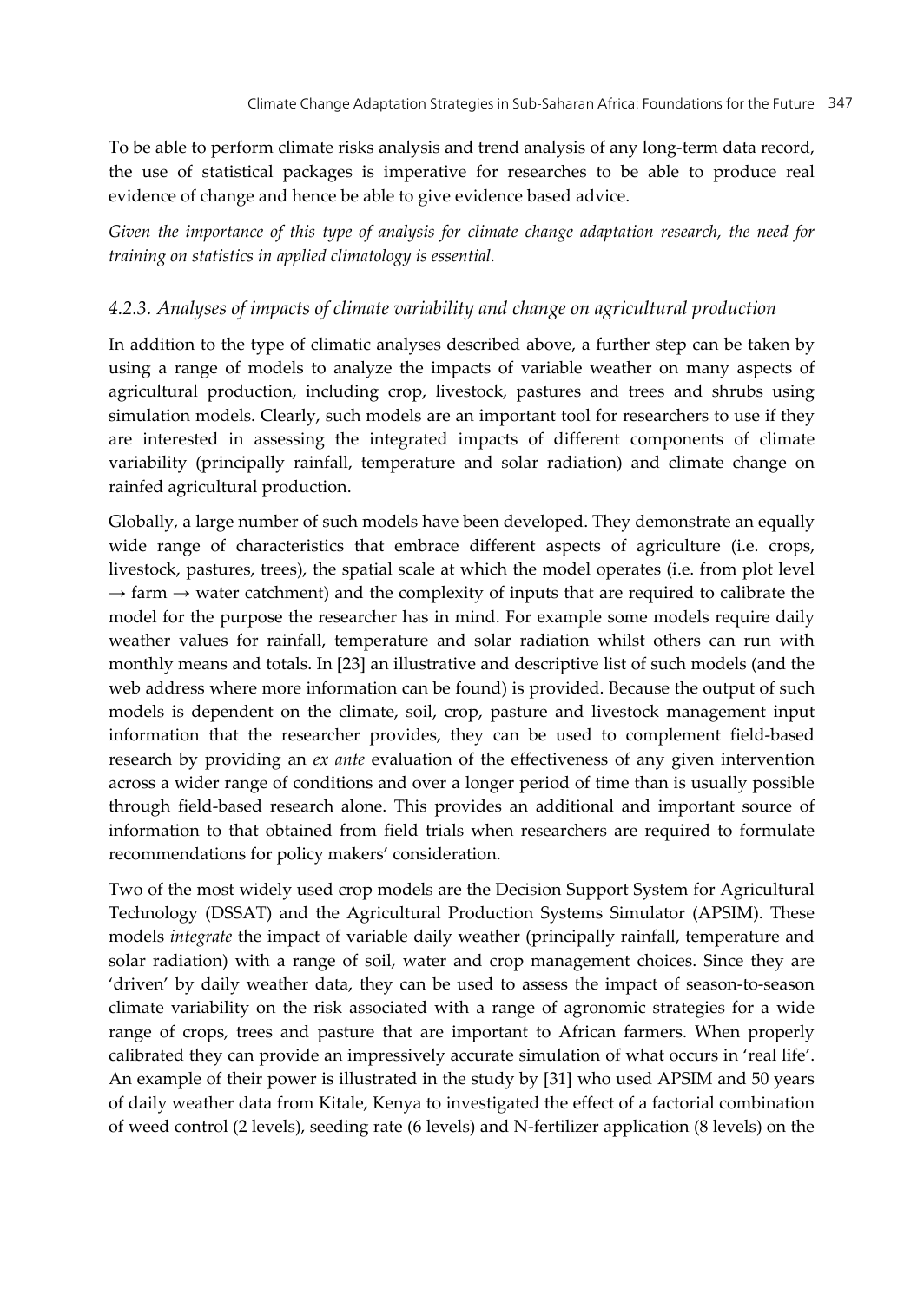To be able to perform climate risks analysis and trend analysis of any long-term data record, the use of statistical packages is imperative for researches to be able to produce real evidence of change and hence be able to give evidence based advice.

*Given the importance of this type of analysis for climate change adaptation research, the need for training on statistics in applied climatology is essential.*

### *4.2.3. Analyses of impacts of climate variability and change on agricultural production*

In addition to the type of climatic analyses described above, a further step can be taken by using a range of models to analyze the impacts of variable weather on many aspects of agricultural production, including crop, livestock, pastures and trees and shrubs using simulation models. Clearly, such models are an important tool for researchers to use if they are interested in assessing the integrated impacts of different components of climate variability (principally rainfall, temperature and solar radiation) and climate change on rainfed agricultural production.

Globally, a large number of such models have been developed. They demonstrate an equally wide range of characteristics that embrace different aspects of agriculture (i.e. crops, livestock, pastures, trees), the spatial scale at which the model operates (i.e. from plot level → farm → water catchment) and the complexity of inputs that are required to calibrate the model for the purpose the researcher has in mind. For example some models require daily weather values for rainfall, temperature and solar radiation whilst others can run with monthly means and totals. In [23] an illustrative and descriptive list of such models (and the web address where more information can be found) is provided. Because the output of such models is dependent on the climate, soil, crop, pasture and livestock management input information that the researcher provides, they can be used to complement field-based research by providing an *ex ante* evaluation of the effectiveness of any given intervention across a wider range of conditions and over a longer period of time than is usually possible through field-based research alone. This provides an additional and important source of information to that obtained from field trials when researchers are required to formulate recommendations for policy makers' consideration.

Two of the most widely used crop models are the Decision Support System for Agricultural Technology (DSSAT) and the Agricultural Production Systems Simulator (APSIM). These models *integrate* the impact of variable daily weather (principally rainfall, temperature and solar radiation) with a range of soil, water and crop management choices. Since they are 'driven' by daily weather data, they can be used to assess the impact of season-to-season climate variability on the risk associated with a range of agronomic strategies for a wide range of crops, trees and pasture that are important to African farmers. When properly calibrated they can provide an impressively accurate simulation of what occurs in 'real life'. An example of their power is illustrated in the study by [31] who used APSIM and 50 years of daily weather data from Kitale, Kenya to investigated the effect of a factorial combination of weed control (2 levels), seeding rate (6 levels) and N-fertilizer application (8 levels) on the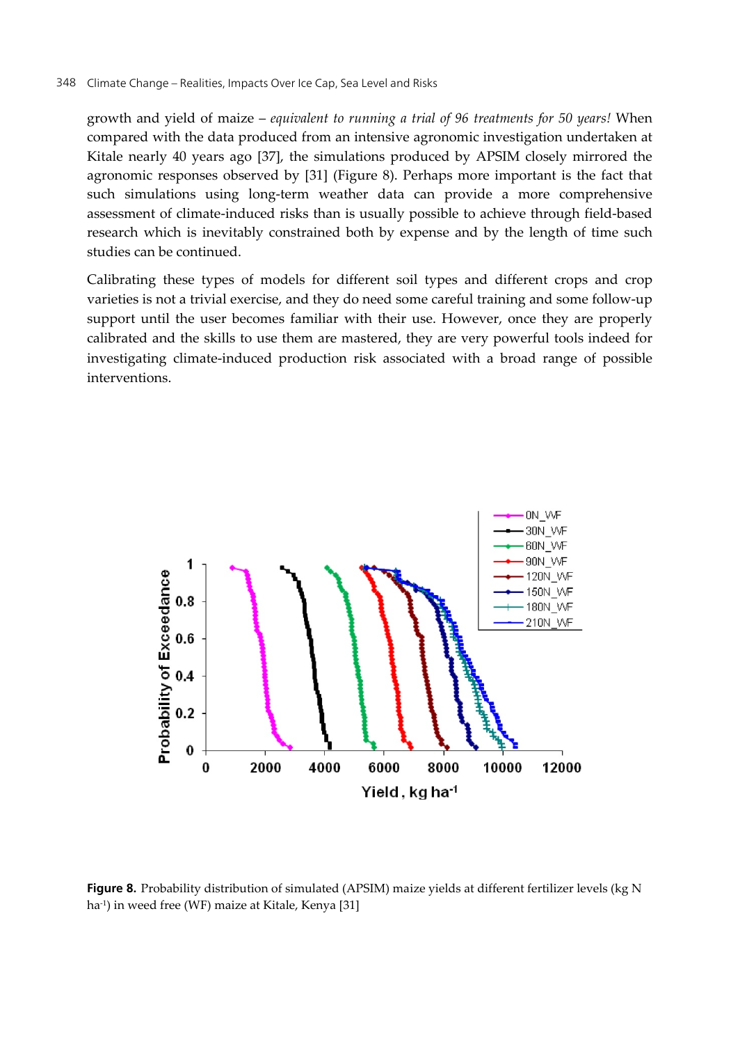growth and yield of maize – *equivalent to running a trial of 96 treatments for 50 years!* When compared with the data produced from an intensive agronomic investigation undertaken at Kitale nearly 40 years ago [37], the simulations produced by APSIM closely mirrored the agronomic responses observed by [31] (Figure 8). Perhaps more important is the fact that such simulations using long-term weather data can provide a more comprehensive assessment of climate-induced risks than is usually possible to achieve through field-based research which is inevitably constrained both by expense and by the length of time such studies can be continued.

Calibrating these types of models for different soil types and different crops and crop varieties is not a trivial exercise, and they do need some careful training and some follow-up support until the user becomes familiar with their use. However, once they are properly calibrated and the skills to use them are mastered, they are very powerful tools indeed for investigating climate-induced production risk associated with a broad range of possible interventions.

**Figure 8.** Probability distribution of simulated (APSIM) maize yields at different fertilizer levels (kg N ha$^{-1}$) in weed free (WF) maize at Kitale, Kenya [31]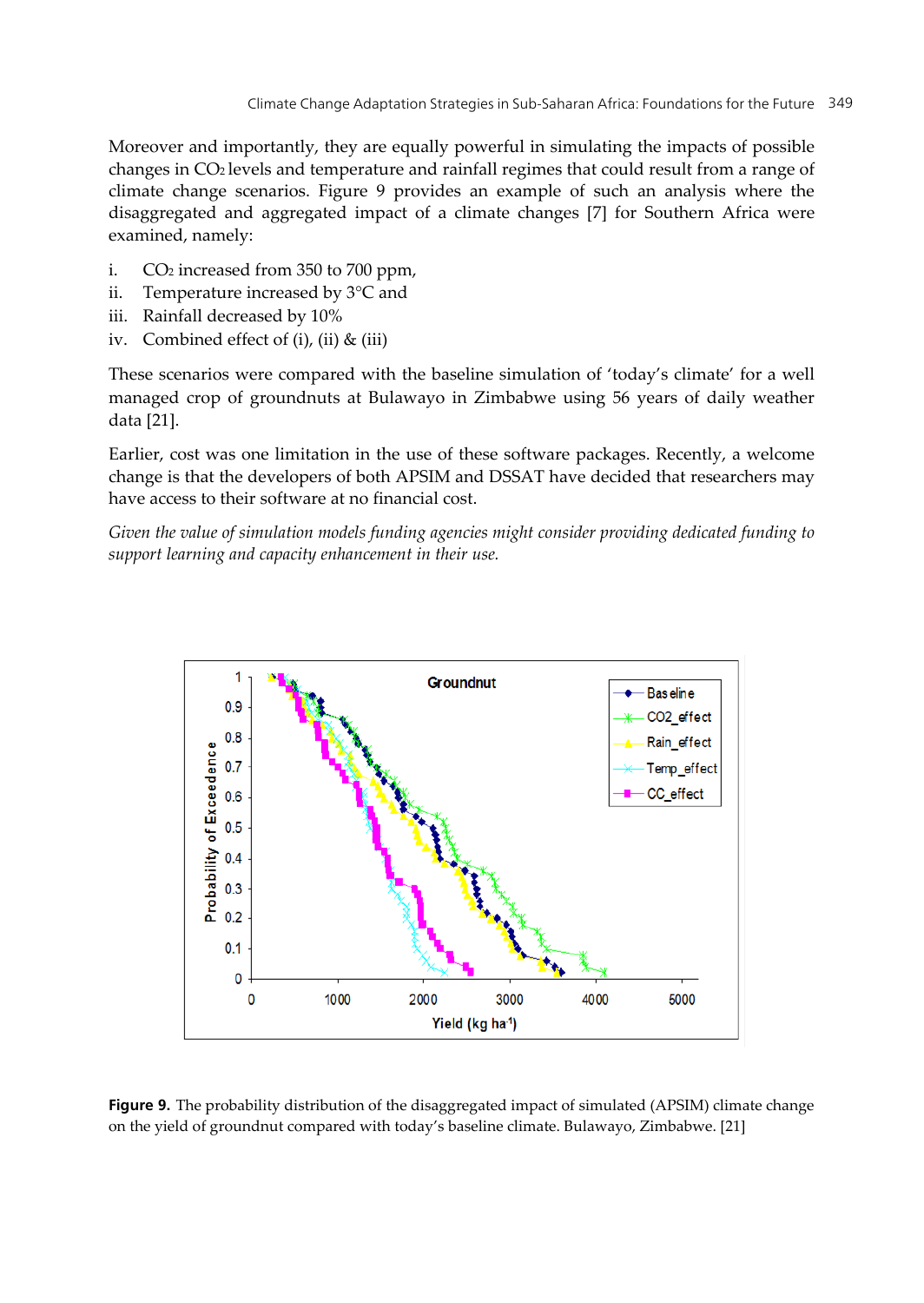Moreover and importantly, they are equally powerful in simulating the impacts of possible changes in $CO_2$ levels and temperature and rainfall regimes that could result from a range of climate change scenarios. Figure 9 provides an example of such an analysis where the disaggregated and aggregated impact of a climate changes [7] for Southern Africa were examined, namely:

i. $CO_2$ increased from 350 to 700 ppm,
ii. Temperature increased by 3°C and
iii. Rainfall decreased by 10%
iv. Combined effect of (i), (ii) & (iii)

These scenarios were compared with the baseline simulation of 'today's climate' for a well managed crop of groundnuts at Bulawayo in Zimbabwe using 56 years of daily weather data [21].

Earlier, cost was one limitation in the use of these software packages. Recently, a welcome change is that the developers of both APSIM and DSSAT have decided that researchers may have access to their software at no financial cost.

*Given the value of simulation models funding agencies might consider providing dedicated funding to support learning and capacity enhancement in their use.*

**Figure 9.** The probability distribution of the disaggregated impact of simulated (APSIM) climate change on the yield of groundnut compared with today's baseline climate. Bulawayo, Zimbabwe. [21]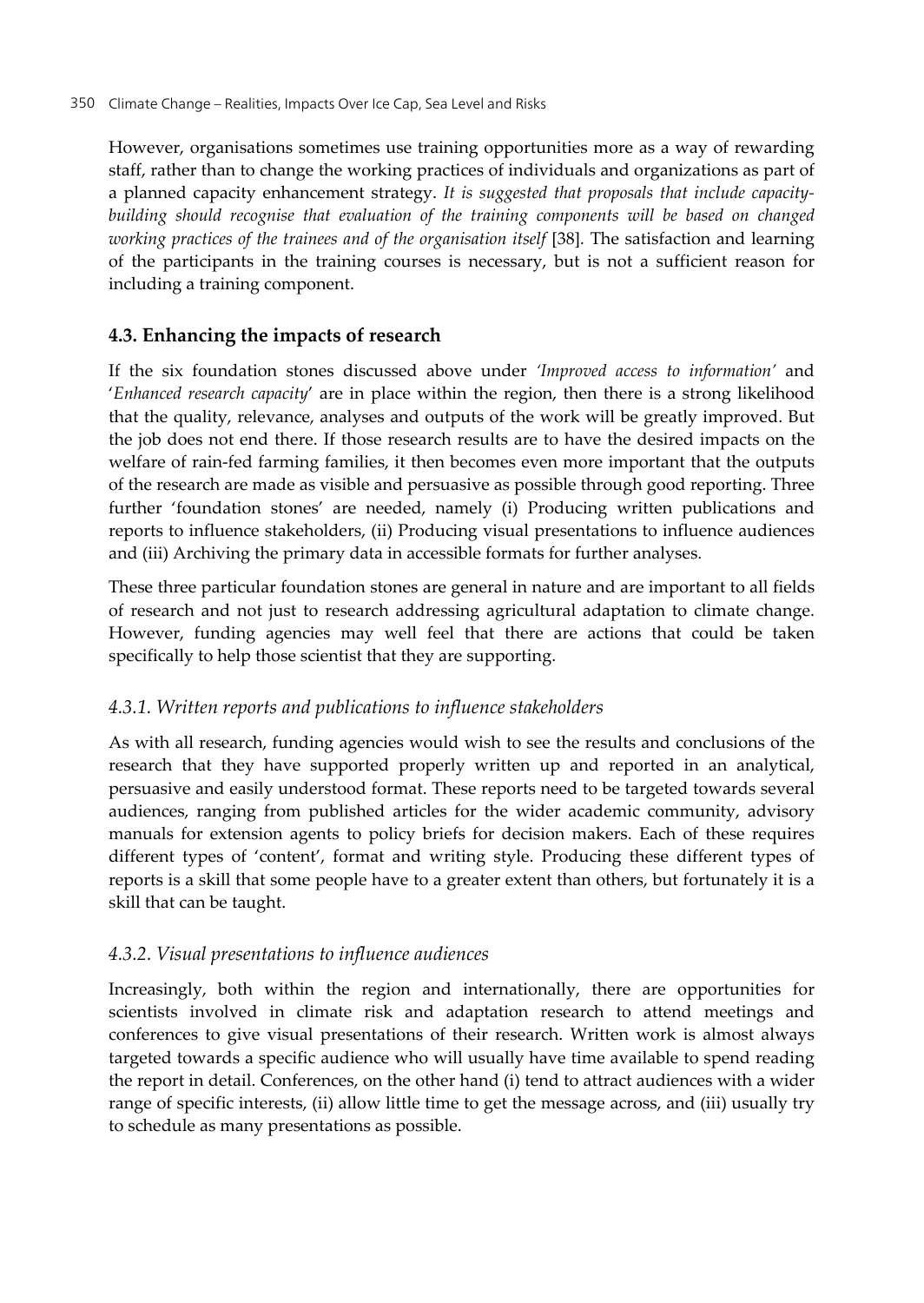However, organisations sometimes use training opportunities more as a way of rewarding staff, rather than to change the working practices of individuals and organizations as part of a planned capacity enhancement strategy. *It is suggested that proposals that include capacity-building should recognise that evaluation of the training components will be based on changed working practices of the trainees and of the organisation itself* [38]. The satisfaction and learning of the participants in the training courses is necessary, but is not a sufficient reason for including a training component.

## 4.3. Enhancing the impacts of research

If the six foundation stones discussed above under *'Improved access to information'* and '*Enhanced research capacity*' are in place within the region, then there is a strong likelihood that the quality, relevance, analyses and outputs of the work will be greatly improved. But the job does not end there. If those research results are to have the desired impacts on the welfare of rain-fed farming families, it then becomes even more important that the outputs of the research are made as visible and persuasive as possible through good reporting. Three further 'foundation stones' are needed, namely (i) Producing written publications and reports to influence stakeholders, (ii) Producing visual presentations to influence audiences and (iii) Archiving the primary data in accessible formats for further analyses.

These three particular foundation stones are general in nature and are important to all fields of research and not just to research addressing agricultural adaptation to climate change. However, funding agencies may well feel that there are actions that could be taken specifically to help those scientist that they are supporting.

### *4.3.1. Written reports and publications to influence stakeholders*

As with all research, funding agencies would wish to see the results and conclusions of the research that they have supported properly written up and reported in an analytical, persuasive and easily understood format. These reports need to be targeted towards several audiences, ranging from published articles for the wider academic community, advisory manuals for extension agents to policy briefs for decision makers. Each of these requires different types of 'content', format and writing style. Producing these different types of reports is a skill that some people have to a greater extent than others, but fortunately it is a skill that can be taught.

### *4.3.2. Visual presentations to influence audiences*

Increasingly, both within the region and internationally, there are opportunities for scientists involved in climate risk and adaptation research to attend meetings and conferences to give visual presentations of their research. Written work is almost always targeted towards a specific audience who will usually have time available to spend reading the report in detail. Conferences, on the other hand (i) tend to attract audiences with a wider range of specific interests, (ii) allow little time to get the message across, and (iii) usually try to schedule as many presentations as possible.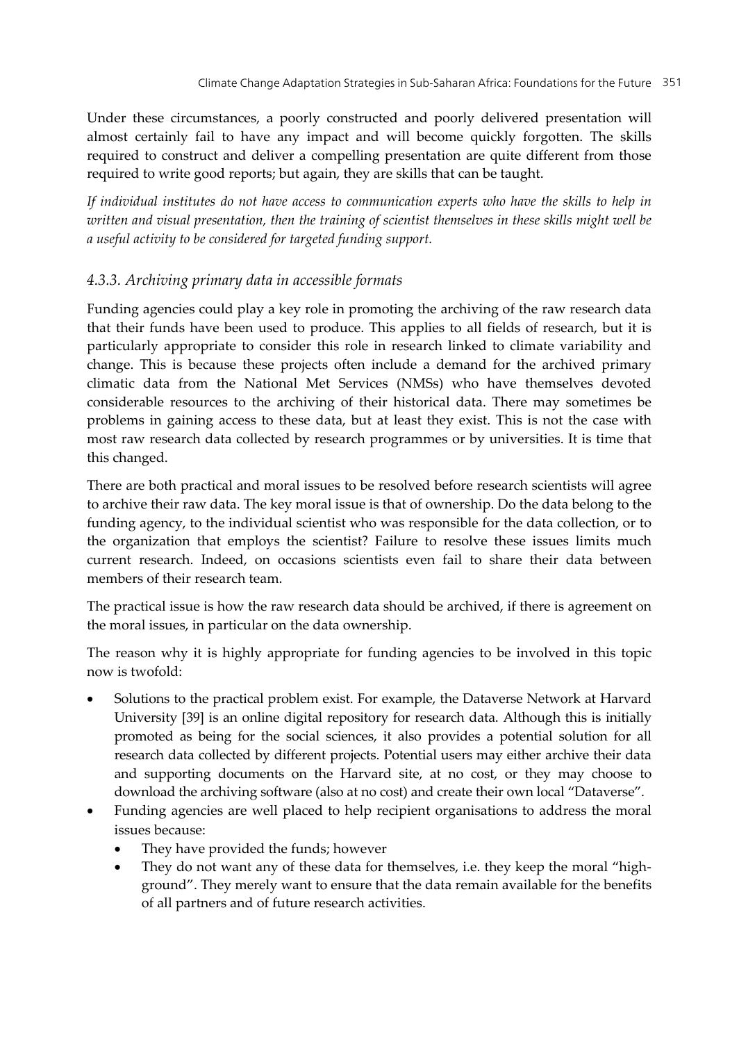Under these circumstances, a poorly constructed and poorly delivered presentation will almost certainly fail to have any impact and will become quickly forgotten. The skills required to construct and deliver a compelling presentation are quite different from those required to write good reports; but again, they are skills that can be taught.

*If individual institutes do not have access to communication experts who have the skills to help in written and visual presentation, then the training of scientist themselves in these skills might well be a useful activity to be considered for targeted funding support.*

### *4.3.3. Archiving primary data in accessible formats*

Funding agencies could play a key role in promoting the archiving of the raw research data that their funds have been used to produce. This applies to all fields of research, but it is particularly appropriate to consider this role in research linked to climate variability and change. This is because these projects often include a demand for the archived primary climatic data from the National Met Services (NMSs) who have themselves devoted considerable resources to the archiving of their historical data. There may sometimes be problems in gaining access to these data, but at least they exist. This is not the case with most raw research data collected by research programmes or by universities. It is time that this changed.

There are both practical and moral issues to be resolved before research scientists will agree to archive their raw data. The key moral issue is that of ownership. Do the data belong to the funding agency, to the individual scientist who was responsible for the data collection, or to the organization that employs the scientist? Failure to resolve these issues limits much current research. Indeed, on occasions scientists even fail to share their data between members of their research team.

The practical issue is how the raw research data should be archived, if there is agreement on the moral issues, in particular on the data ownership.

The reason why it is highly appropriate for funding agencies to be involved in this topic now is twofold:

- Solutions to the practical problem exist. For example, the Dataverse Network at Harvard University [39] is an online digital repository for research data. Although this is initially promoted as being for the social sciences, it also provides a potential solution for all research data collected by different projects. Potential users may either archive their data and supporting documents on the Harvard site, at no cost, or they may choose to download the archiving software (also at no cost) and create their own local "Dataverse".
- Funding agencies are well placed to help recipient organisations to address the moral issues because:
  - They have provided the funds; however
  - They do not want any of these data for themselves, i.e. they keep the moral "high-ground". They merely want to ensure that the data remain available for the benefits of all partners and of future research activities.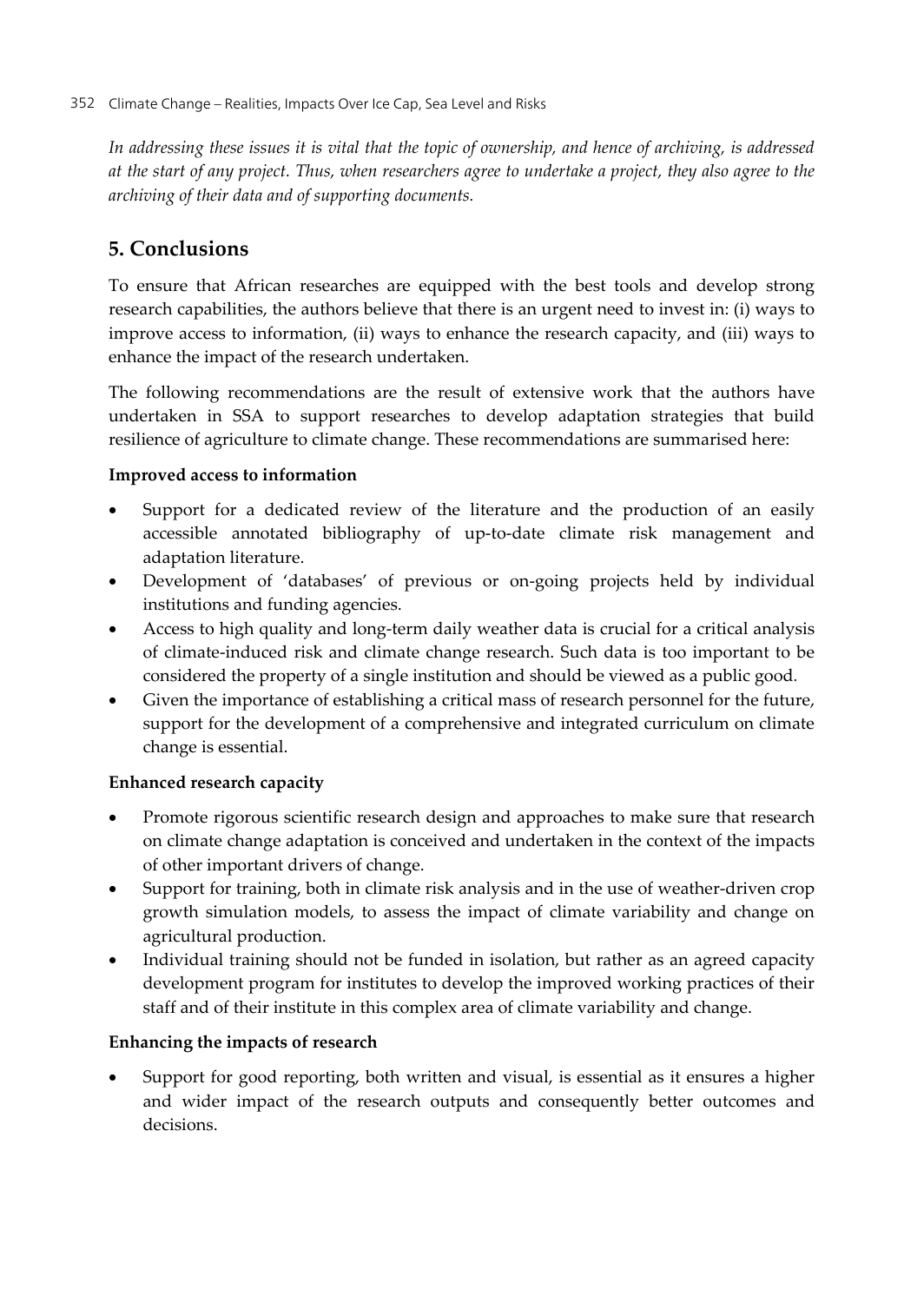*In addressing these issues it is vital that the topic of ownership, and hence of archiving, is addressed at the start of any project. Thus, when researchers agree to undertake a project, they also agree to the archiving of their data and of supporting documents.*

## 5. Conclusions

To ensure that African researches are equipped with the best tools and develop strong research capabilities, the authors believe that there is an urgent need to invest in: (i) ways to improve access to information, (ii) ways to enhance the research capacity, and (iii) ways to enhance the impact of the research undertaken.

The following recommendations are the result of extensive work that the authors have undertaken in SSA to support researches to develop adaptation strategies that build resilience of agriculture to climate change. These recommendations are summarised here:

**Improved access to information**

- Support for a dedicated review of the literature and the production of an easily accessible annotated bibliography of up-to-date climate risk management and adaptation literature.
- Development of 'databases' of previous or on-going projects held by individual institutions and funding agencies.
- Access to high quality and long-term daily weather data is crucial for a critical analysis of climate-induced risk and climate change research. Such data is too important to be considered the property of a single institution and should be viewed as a public good.
- Given the importance of establishing a critical mass of research personnel for the future, support for the development of a comprehensive and integrated curriculum on climate change is essential.

**Enhanced research capacity**

- Promote rigorous scientific research design and approaches to make sure that research on climate change adaptation is conceived and undertaken in the context of the impacts of other important drivers of change.
- Support for training, both in climate risk analysis and in the use of weather-driven crop growth simulation models, to assess the impact of climate variability and change on agricultural production.
- Individual training should not be funded in isolation, but rather as an agreed capacity development program for institutes to develop the improved working practices of their staff and of their institute in this complex area of climate variability and change.

**Enhancing the impacts of research**

- Support for good reporting, both written and visual, is essential as it ensures a higher and wider impact of the research outputs and consequently better outcomes and decisions.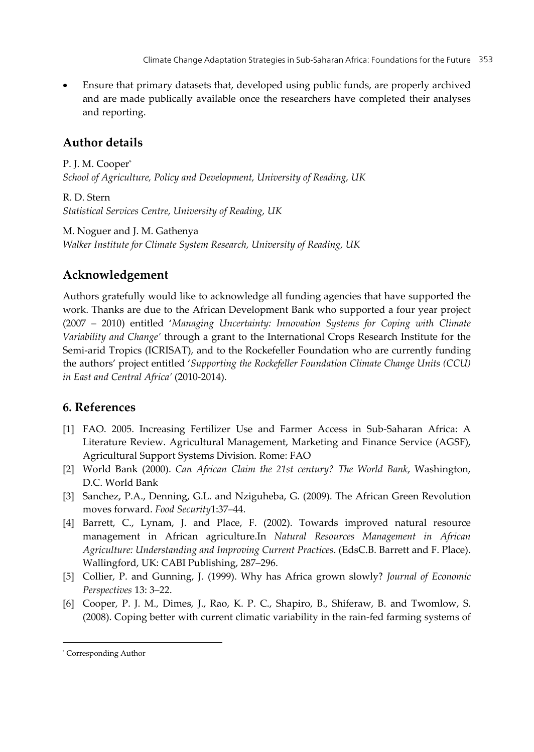- Ensure that primary datasets that, developed using public funds, are properly archived and are made publically available once the researchers have completed their analyses and reporting.

## Author details

P. J. M. Cooper*
*School of Agriculture, Policy and Development, University of Reading, UK*

R. D. Stern
*Statistical Services Centre, University of Reading, UK*

M. Noguer and J. M. Gathenya
*Walker Institute for Climate System Research, University of Reading, UK*

## Acknowledgement

Authors gratefully would like to acknowledge all funding agencies that have supported the work. Thanks are due to the African Development Bank who supported a four year project (2007 – 2010) entitled '*Managing Uncertainty: Innovation Systems for Coping with Climate Variability and Change*' through a grant to the International Crops Research Institute for the Semi-arid Tropics (ICRISAT), and to the Rockefeller Foundation who are currently funding the authors' project entitled '*Supporting the Rockefeller Foundation Climate Change Units (CCU) in East and Central Africa*' (2010-2014).

## 6. References

[1] FAO. 2005. Increasing Fertilizer Use and Farmer Access in Sub-Saharan Africa: A Literature Review. Agricultural Management, Marketing and Finance Service (AGSF), Agricultural Support Systems Division. Rome: FAO

[2] World Bank (2000). *Can African Claim the 21st century? The World Bank*, Washington, D.C. World Bank

[3] Sanchez, P.A., Denning, G.L. and Nziguheba, G. (2009). The African Green Revolution moves forward. *Food Security*1:37–44.

[4] Barrett, C., Lynam, J. and Place, F. (2002). Towards improved natural resource management in African agriculture.In *Natural Resources Management in African Agriculture: Understanding and Improving Current Practices*. (EdsC.B. Barrett and F. Place). Wallingford, UK: CABI Publishing, 287–296.

[5] Collier, P. and Gunning, J. (1999). Why has Africa grown slowly? *Journal of Economic Perspectives* 13: 3–22.

[6] Cooper, P. J. M., Dimes, J., Rao, K. P. C., Shapiro, B., Shiferaw, B. and Twomlow, S. (2008). Coping better with current climatic variability in the rain-fed farming systems of

* Corresponding Author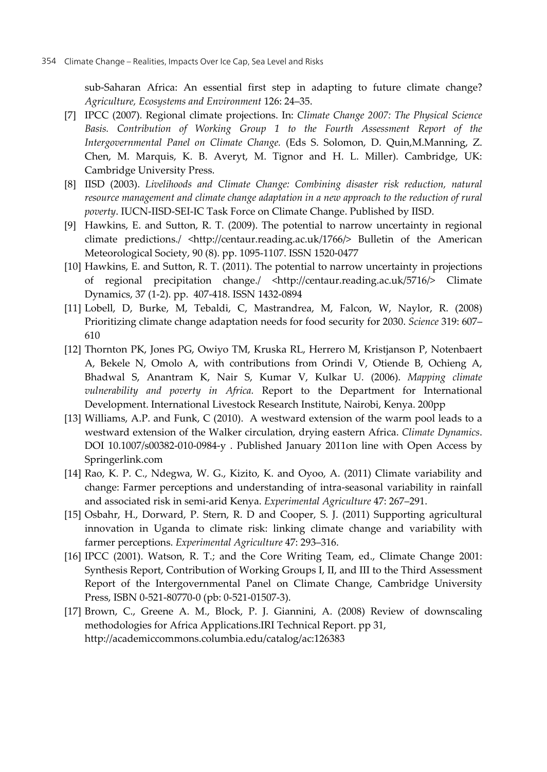sub-Saharan Africa: An essential first step in adapting to future climate change? *Agriculture, Ecosystems and Environment* 126: 24–35.

[7] IPCC (2007). Regional climate projections. In: *Climate Change 2007: The Physical Science Basis. Contribution of Working Group 1 to the Fourth Assessment Report of the Intergovernmental Panel on Climate Change.* (Eds S. Solomon, D. Quin,M.Manning, Z. Chen, M. Marquis, K. B. Averyt, M. Tignor and H. L. Miller). Cambridge, UK: Cambridge University Press.

[8] IISD (2003). *Livelihoods and Climate Change: Combining disaster risk reduction, natural resource management and climate change adaptation in a new approach to the reduction of rural poverty*. IUCN-IISD-SEI-IC Task Force on Climate Change. Published by IISD.

[9] Hawkins, E. and Sutton, R. T. (2009). The potential to narrow uncertainty in regional climate predictions./ <http://centaur.reading.ac.uk/1766/> Bulletin of the American Meteorological Society, 90 (8). pp. 1095-1107. ISSN 1520-0477

[10] Hawkins, E. and Sutton, R. T. (2011). The potential to narrow uncertainty in projections of regional precipitation change./ <http://centaur.reading.ac.uk/5716/> Climate Dynamics, 37 (1-2). pp. 407-418. ISSN 1432-0894

[11] Lobell, D, Burke, M, Tebaldi, C, Mastrandrea, M, Falcon, W, Naylor, R. (2008) Prioritizing climate change adaptation needs for food security for 2030. *Science* 319: 607–610

[12] Thornton PK, Jones PG, Owiyo TM, Kruska RL, Herrero M, Kristjanson P, Notenbaert A, Bekele N, Omolo A, with contributions from Orindi V, Otiende B, Ochieng A, Bhadwal S, Anantram K, Nair S, Kumar V, Kulkar U. (2006). *Mapping climate vulnerability and poverty in Africa*. Report to the Department for International Development. International Livestock Research Institute, Nairobi, Kenya. 200pp

[13] Williams, A.P. and Funk, C (2010). A westward extension of the warm pool leads to a westward extension of the Walker circulation, drying eastern Africa. *Climate Dynamics*. DOI 10.1007/s00382-010-0984-y . Published January 2011on line with Open Access by Springerlink.com

[14] Rao, K. P. C., Ndegwa, W. G., Kizito, K. and Oyoo, A. (2011) Climate variability and change: Farmer perceptions and understanding of intra-seasonal variability in rainfall and associated risk in semi-arid Kenya. *Experimental Agriculture* 47: 267–291.

[15] Osbahr, H., Dorward, P. Stern, R. D and Cooper, S. J. (2011) Supporting agricultural innovation in Uganda to climate risk: linking climate change and variability with farmer perceptions. *Experimental Agriculture* 47: 293–316.

[16] IPCC (2001). Watson, R. T.; and the Core Writing Team, ed., Climate Change 2001: Synthesis Report, Contribution of Working Groups I, II, and III to the Third Assessment Report of the Intergovernmental Panel on Climate Change, Cambridge University Press, ISBN 0-521-80770-0 (pb: 0-521-01507-3).

[17] Brown, C., Greene A. M., Block, P. J. Giannini, A. (2008) Review of downscaling methodologies for Africa Applications.IRI Technical Report. pp 31, http://academiccommons.columbia.edu/catalog/ac:126383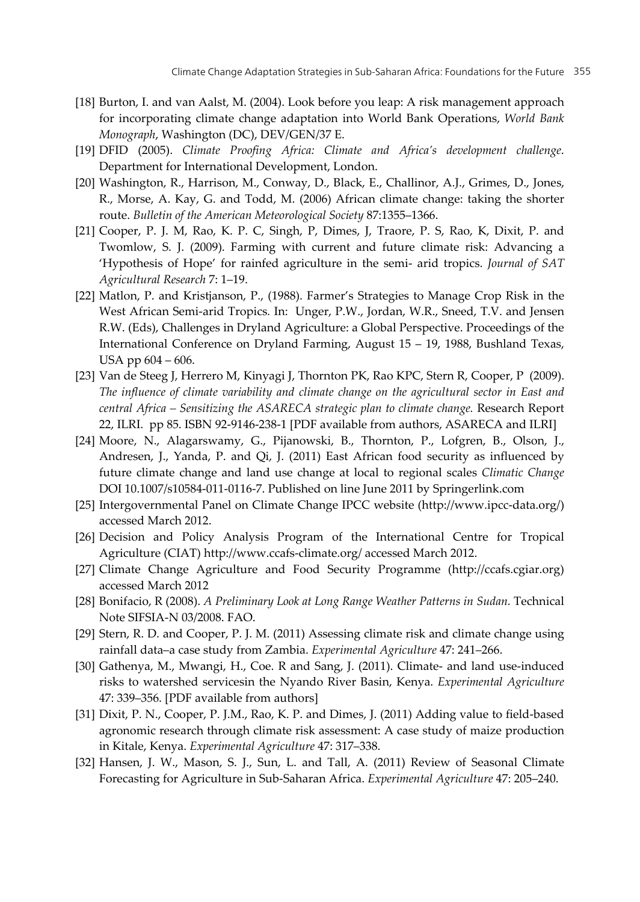[18] Burton, I. and van Aalst, M. (2004). Look before you leap: A risk management approach for incorporating climate change adaptation into World Bank Operations, *World Bank Monograph*, Washington (DC), DEV/GEN/37 E.

[19] DFID (2005). *Climate Proofing Africa: Climate and Africa's development challenge*. Department for International Development, London.

[20] Washington, R., Harrison, M., Conway, D., Black, E., Challinor, A.J., Grimes, D., Jones, R., Morse, A. Kay, G. and Todd, M. (2006) African climate change: taking the shorter route. *Bulletin of the American Meteorological Society* 87:1355–1366.

[21] Cooper, P. J. M, Rao, K. P. C, Singh, P, Dimes, J, Traore, P. S, Rao, K, Dixit, P. and Twomlow, S. J. (2009). Farming with current and future climate risk: Advancing a 'Hypothesis of Hope' for rainfed agriculture in the semi- arid tropics. *Journal of SAT Agricultural Research* 7: 1–19.

[22] Matlon, P. and Kristjanson, P., (1988). Farmer's Strategies to Manage Crop Risk in the West African Semi-arid Tropics. In: Unger, P.W., Jordan, W.R., Sneed, T.V. and Jensen R.W. (Eds), Challenges in Dryland Agriculture: a Global Perspective. Proceedings of the International Conference on Dryland Farming, August 15 – 19, 1988, Bushland Texas, USA pp 604 – 606.

[23] Van de Steeg J, Herrero M, Kinyagi J, Thornton PK, Rao KPC, Stern R, Cooper, P (2009). *The influence of climate variability and climate change on the agricultural sector in East and central Africa – Sensitizing the ASARECA strategic plan to climate change.* Research Report 22, ILRI. pp 85. ISBN 92-9146-238-1 [PDF available from authors, ASARECA and ILRI]

[24] Moore, N., Alagarswamy, G., Pijanowski, B., Thornton, P., Lofgren, B., Olson, J., Andresen, J., Yanda, P. and Qi, J. (2011) East African food security as influenced by future climate change and land use change at local to regional scales *Climatic Change* DOI 10.1007/s10584-011-0116-7. Published on line June 2011 by Springerlink.com

[25] Intergovernmental Panel on Climate Change IPCC website (http://www.ipcc-data.org/) accessed March 2012.

[26] Decision and Policy Analysis Program of the International Centre for Tropical Agriculture (CIAT) http://www.ccafs-climate.org/ accessed March 2012.

[27] Climate Change Agriculture and Food Security Programme (http://ccafs.cgiar.org) accessed March 2012

[28] Bonifacio, R (2008). *A Preliminary Look at Long Range Weather Patterns in Sudan.* Technical Note SIFSIA-N 03/2008. FAO.

[29] Stern, R. D. and Cooper, P. J. M. (2011) Assessing climate risk and climate change using rainfall data–a case study from Zambia. *Experimental Agriculture* 47: 241–266.

[30] Gathenya, M., Mwangi, H., Coe. R and Sang, J. (2011). Climate- and land use-induced risks to watershed servicesin the Nyando River Basin, Kenya. *Experimental Agriculture* 47: 339–356. [PDF available from authors]

[31] Dixit, P. N., Cooper, P. J.M., Rao, K. P. and Dimes, J. (2011) Adding value to field-based agronomic research through climate risk assessment: A case study of maize production in Kitale, Kenya. *Experimental Agriculture* 47: 317–338.

[32] Hansen, J. W., Mason, S. J., Sun, L. and Tall, A. (2011) Review of Seasonal Climate Forecasting for Agriculture in Sub-Saharan Africa. *Experimental Agriculture* 47: 205–240.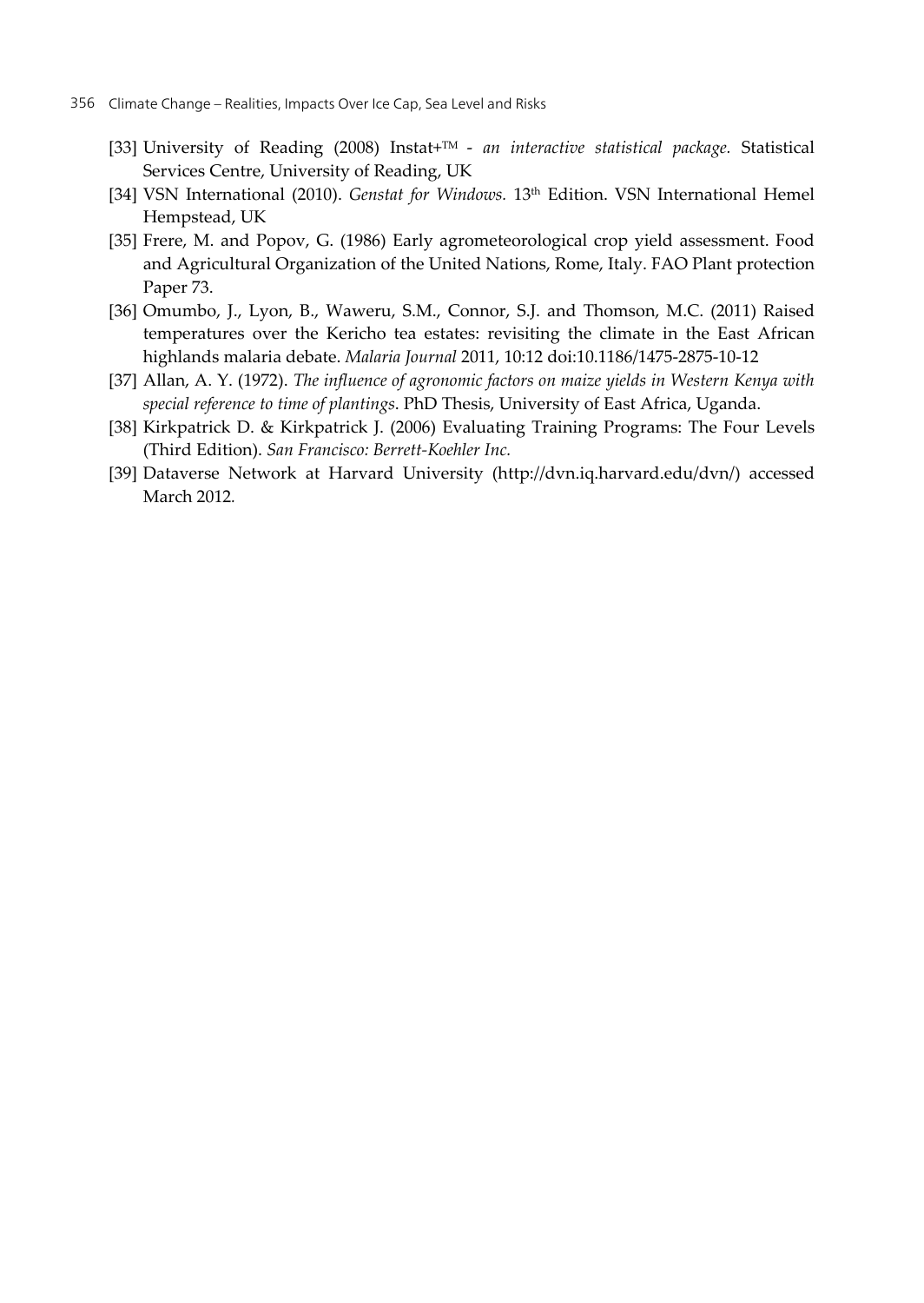[33] University of Reading (2008) Instat+™ - *an interactive statistical package*. Statistical Services Centre, University of Reading, UK

[34] VSN International (2010). *Genstat for Windows*. 13th Edition. VSN International Hemel Hempstead, UK

[35] Frere, M. and Popov, G. (1986) Early agrometeorological crop yield assessment. Food and Agricultural Organization of the United Nations, Rome, Italy. FAO Plant protection Paper 73.

[36] Omumbo, J., Lyon, B., Waweru, S.M., Connor, S.J. and Thomson, M.C. (2011) Raised temperatures over the Kericho tea estates: revisiting the climate in the East African highlands malaria debate. *Malaria Journal* 2011, 10:12 doi:10.1186/1475-2875-10-12

[37] Allan, A. Y. (1972). *The influence of agronomic factors on maize yields in Western Kenya with special reference to time of plantings*. PhD Thesis, University of East Africa, Uganda.

[38] Kirkpatrick D. & Kirkpatrick J. (2006) Evaluating Training Programs: The Four Levels (Third Edition). *San Francisco: Berrett-Koehler Inc.*

[39] Dataverse Network at Harvard University (http://dvn.iq.harvard.edu/dvn/) accessed March 2012.